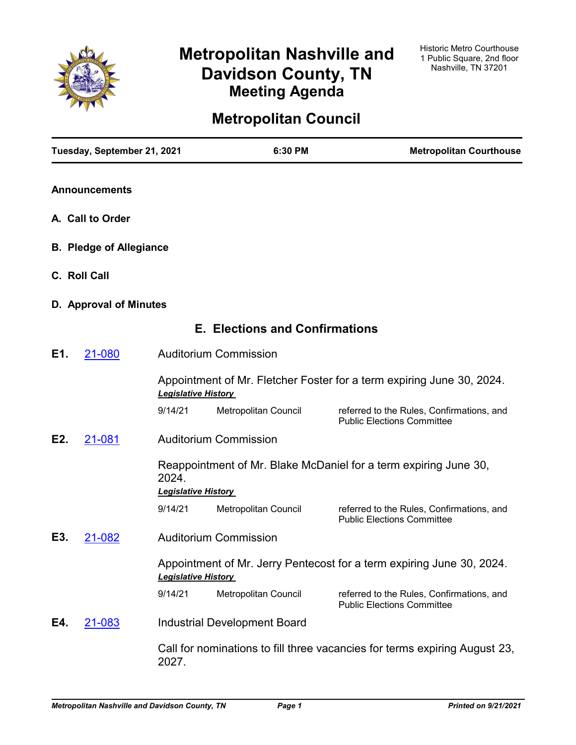# Metropolitan Nashville and Davidson County, TN
## Meeting Agenda

Historic Metro Courthouse
1 Public Square, 2nd floor
Nashville, TN 37201

# Metropolitan Council

**Tuesday, September 21, 2021** | **6:30 PM** | **Metropolitan Courthouse**

**Announcements**

**A. Call to Order**

**B. Pledge of Allegiance**

**C. Roll Call**

**D. Approval of Minutes**

## E. Elections and Confirmations

**E1.** 21-080 Auditorium Commission

Appointment of Mr. Fletcher Foster for a term expiring June 30, 2024.

***Legislative History***

| | | |
|---|---|---|
| 9/14/21 | Metropolitan Council | referred to the Rules, Confirmations, and Public Elections Committee |

**E2.** 21-081 Auditorium Commission

Reappointment of Mr. Blake McDaniel for a term expiring June 30, 2024.

***Legislative History***

| | | |
|---|---|---|
| 9/14/21 | Metropolitan Council | referred to the Rules, Confirmations, and Public Elections Committee |

**E3.** 21-082 Auditorium Commission

Appointment of Mr. Jerry Pentecost for a term expiring June 30, 2024.

***Legislative History***

| | | |
|---|---|---|
| 9/14/21 | Metropolitan Council | referred to the Rules, Confirmations, and Public Elections Committee |

**E4.** 21-083 Industrial Development Board

Call for nominations to fill three vacancies for terms expiring August 23, 2027.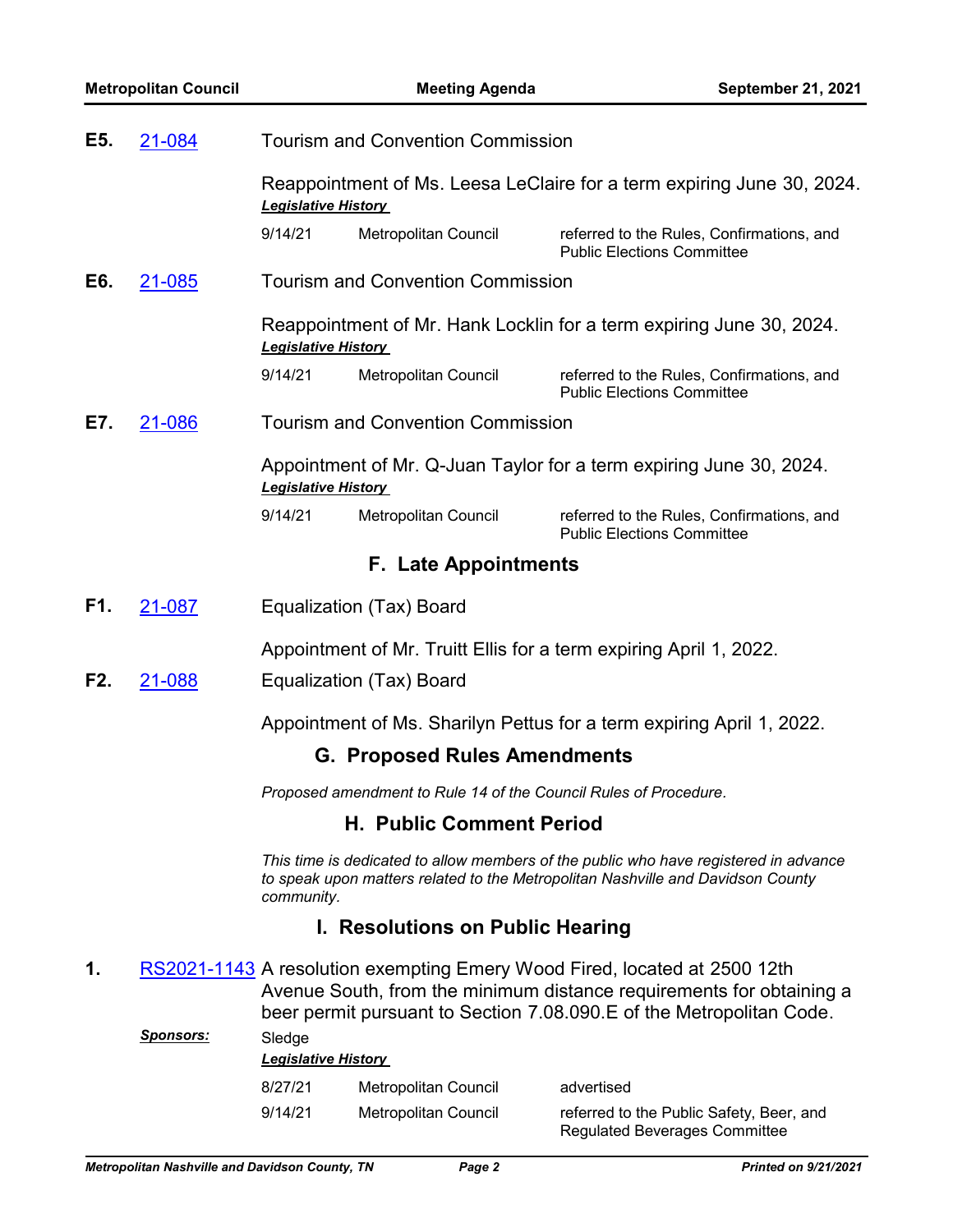**E5.** 21-084 Tourism and Convention Commission

Reappointment of Ms. Leesa LeClaire for a term expiring June 30, 2024.

***Legislative History***

| | | |
|---|---|---|
| 9/14/21 | Metropolitan Council | referred to the Rules, Confirmations, and Public Elections Committee |

**E6.** 21-085 Tourism and Convention Commission

Reappointment of Mr. Hank Locklin for a term expiring June 30, 2024.

***Legislative History***

| | | |
|---|---|---|
| 9/14/21 | Metropolitan Council | referred to the Rules, Confirmations, and Public Elections Committee |

**E7.** 21-086 Tourism and Convention Commission

Appointment of Mr. Q-Juan Taylor for a term expiring June 30, 2024.

***Legislative History***

| | | |
|---|---|---|
| 9/14/21 | Metropolitan Council | referred to the Rules, Confirmations, and Public Elections Committee |

## F. Late Appointments

**F1.** 21-087 Equalization (Tax) Board

Appointment of Mr. Truitt Ellis for a term expiring April 1, 2022.

**F2.** 21-088 Equalization (Tax) Board

Appointment of Ms. Sharilyn Pettus for a term expiring April 1, 2022.

## G. Proposed Rules Amendments

*Proposed amendment to Rule 14 of the Council Rules of Procedure.*

## H. Public Comment Period

*This time is dedicated to allow members of the public who have registered in advance to speak upon matters related to the Metropolitan Nashville and Davidson County community.*

## I. Resolutions on Public Hearing

**1.** RS2021-1143 A resolution exempting Emery Wood Fired, located at 2500 12th Avenue South, from the minimum distance requirements for obtaining a beer permit pursuant to Section 7.08.090.E of the Metropolitan Code.

***Sponsors:*** Sledge

***Legislative History***

| | | |
|---|---|---|
| 8/27/21 | Metropolitan Council | advertised |
| 9/14/21 | Metropolitan Council | referred to the Public Safety, Beer, and Regulated Beverages Committee |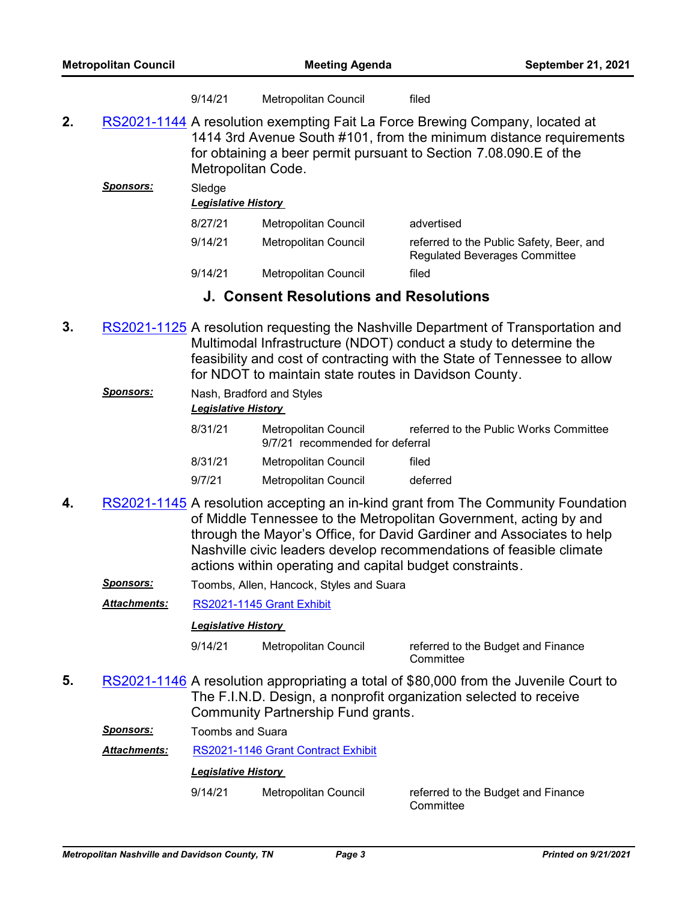| 9/14/21 | Metropolitan Council | filed |
|---|---|---|

**2.** RS2021-1144 A resolution exempting Fait La Force Brewing Company, located at 1414 3rd Avenue South #101, from the minimum distance requirements for obtaining a beer permit pursuant to Section 7.08.090.E of the Metropolitan Code.

***Sponsors:*** Sledge

***Legislative History***

| Date | Body | Action |
|---|---|---|
| 8/27/21 | Metropolitan Council | advertised |
| 9/14/21 | Metropolitan Council | referred to the Public Safety, Beer, and Regulated Beverages Committee |
| 9/14/21 | Metropolitan Council | filed |

## J. Consent Resolutions and Resolutions

**3.** RS2021-1125 A resolution requesting the Nashville Department of Transportation and Multimodal Infrastructure (NDOT) conduct a study to determine the feasibility and cost of contracting with the State of Tennessee to allow for NDOT to maintain state routes in Davidson County.

***Sponsors:*** Nash, Bradford and Styles

***Legislative History***

| Date | Body | Action |
|---|---|---|
| 8/31/21 | Metropolitan Council<br>9/7/21 recommended for deferral | referred to the Public Works Committee |
| 8/31/21 | Metropolitan Council | filed |
| 9/7/21 | Metropolitan Council | deferred |

**4.** RS2021-1145 A resolution accepting an in-kind grant from The Community Foundation of Middle Tennessee to the Metropolitan Government, acting by and through the Mayor's Office, for David Gardiner and Associates to help Nashville civic leaders develop recommendations of feasible climate actions within operating and capital budget constraints.

***Sponsors:*** Toombs, Allen, Hancock, Styles and Suara

***Attachments:*** RS2021-1145 Grant Exhibit

***Legislative History***

| Date | Body | Action |
|---|---|---|
| 9/14/21 | Metropolitan Council | referred to the Budget and Finance Committee |

**5.** RS2021-1146 A resolution appropriating a total of $80,000 from the Juvenile Court to The F.I.N.D. Design, a nonprofit organization selected to receive Community Partnership Fund grants.

***Sponsors:*** Toombs and Suara

***Attachments:*** RS2021-1146 Grant Contract Exhibit

***Legislative History***

| Date | Body | Action |
|---|---|---|
| 9/14/21 | Metropolitan Council | referred to the Budget and Finance Committee |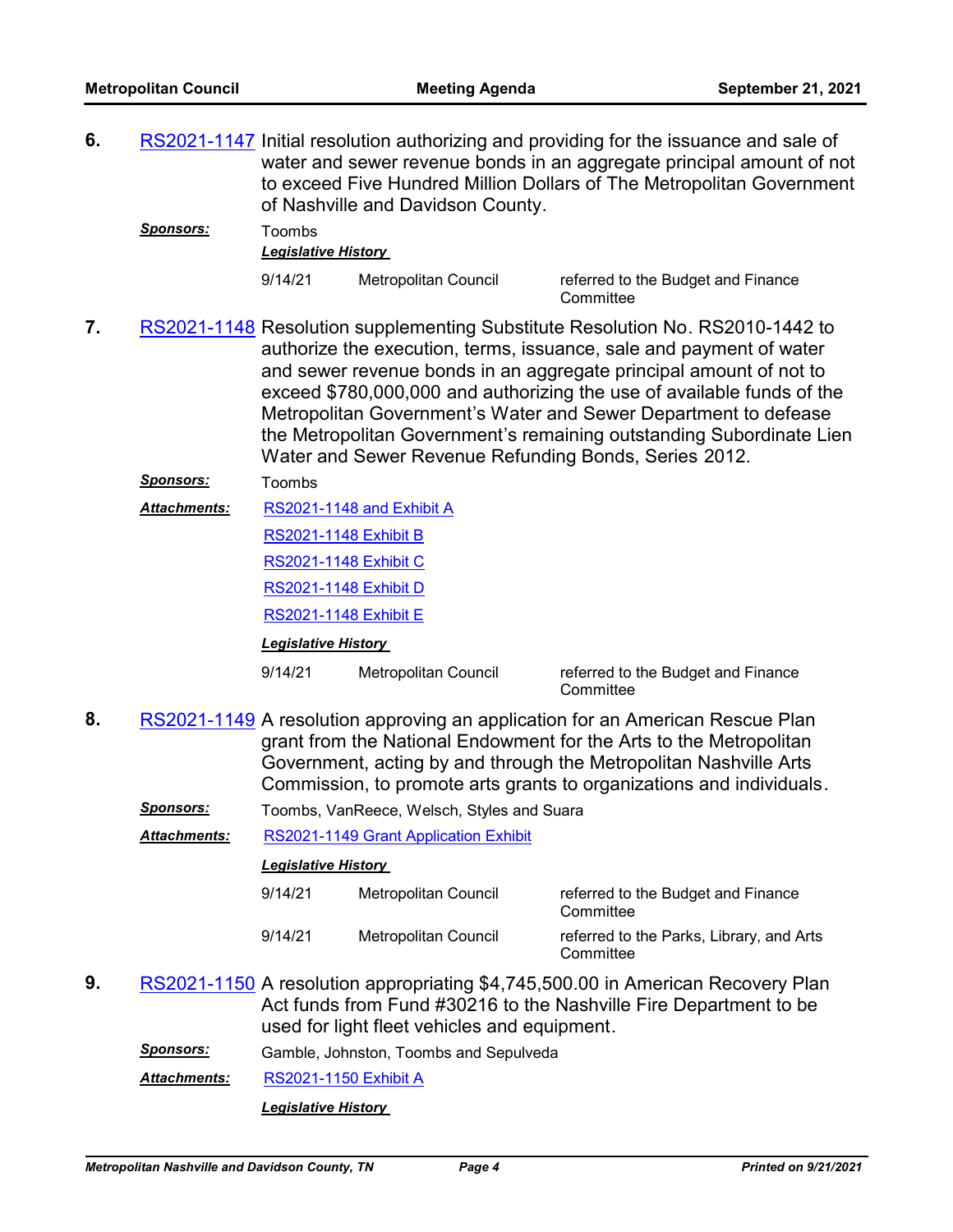**6.** RS2021-1147 Initial resolution authorizing and providing for the issuance and sale of water and sewer revenue bonds in an aggregate principal amount of not to exceed Five Hundred Million Dollars of The Metropolitan Government of Nashville and Davidson County.

***Sponsors:*** Toombs

***Legislative History***

| | | |
|---|---|---|
| 9/14/21 | Metropolitan Council | referred to the Budget and Finance Committee |

**7.** RS2021-1148 Resolution supplementing Substitute Resolution No. RS2010-1442 to authorize the execution, terms, issuance, sale and payment of water and sewer revenue bonds in an aggregate principal amount of not to exceed $780,000,000 and authorizing the use of available funds of the Metropolitan Government's Water and Sewer Department to defease the Metropolitan Government's remaining outstanding Subordinate Lien Water and Sewer Revenue Refunding Bonds, Series 2012.

***Sponsors:*** Toombs

***Attachments:*** RS2021-1148 and Exhibit A

RS2021-1148 Exhibit B

RS2021-1148 Exhibit C

RS2021-1148 Exhibit D

RS2021-1148 Exhibit E

***Legislative History***

| | | |
|---|---|---|
| 9/14/21 | Metropolitan Council | referred to the Budget and Finance Committee |

**8.** RS2021-1149 A resolution approving an application for an American Rescue Plan grant from the National Endowment for the Arts to the Metropolitan Government, acting by and through the Metropolitan Nashville Arts Commission, to promote arts grants to organizations and individuals.

***Sponsors:*** Toombs, VanReece, Welsch, Styles and Suara

***Attachments:*** RS2021-1149 Grant Application Exhibit

***Legislative History***

| | | |
|---|---|---|
| 9/14/21 | Metropolitan Council | referred to the Budget and Finance Committee |
| 9/14/21 | Metropolitan Council | referred to the Parks, Library, and Arts Committee |

**9.** RS2021-1150 A resolution appropriating $4,745,500.00 in American Recovery Plan Act funds from Fund #30216 to the Nashville Fire Department to be used for light fleet vehicles and equipment.

***Sponsors:*** Gamble, Johnston, Toombs and Sepulveda

***Attachments:*** RS2021-1150 Exhibit A

***Legislative History***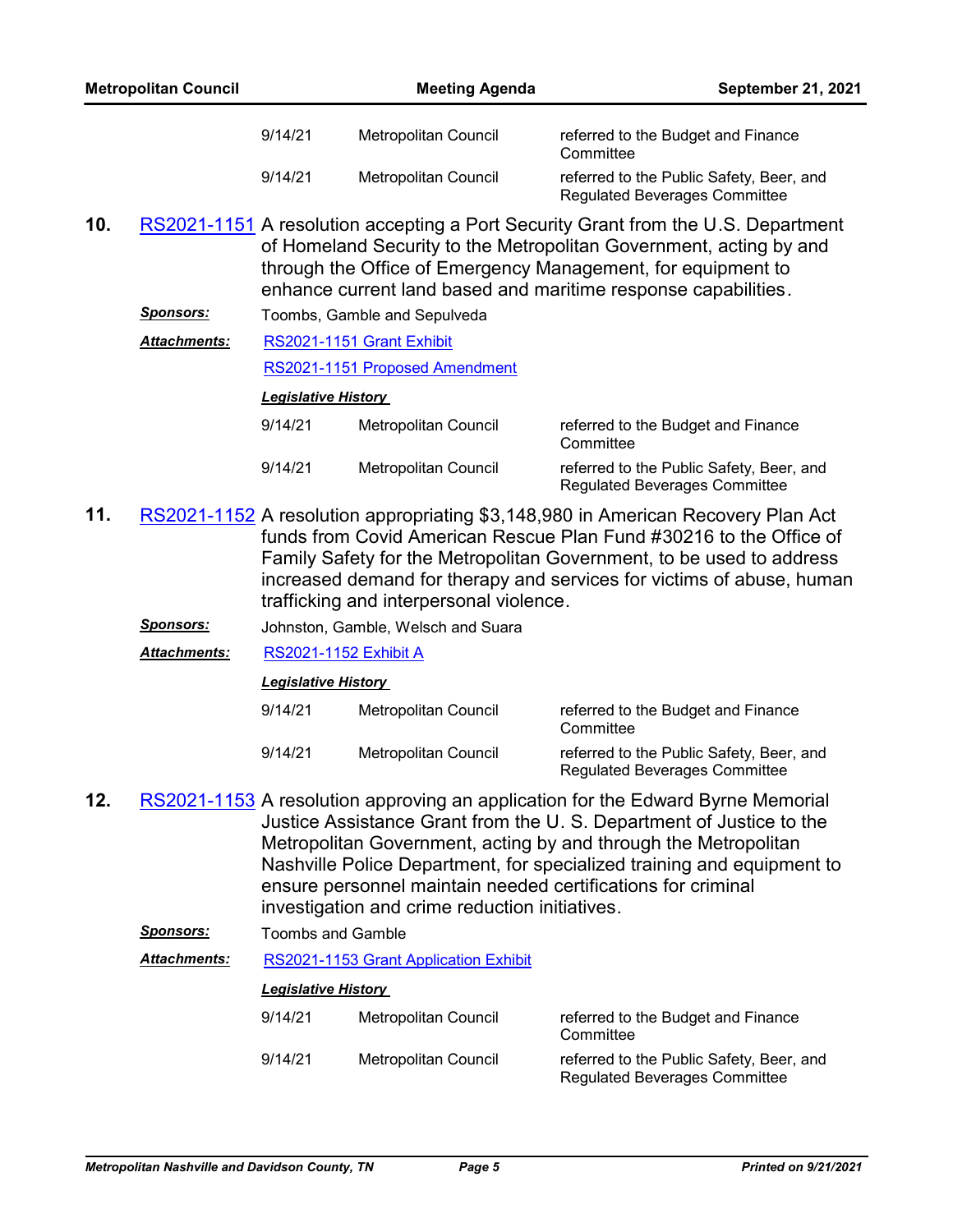| | | |
|---|---|---|
| 9/14/21 | Metropolitan Council | referred to the Budget and Finance Committee |
| 9/14/21 | Metropolitan Council | referred to the Public Safety, Beer, and Regulated Beverages Committee |

**10.** RS2021-1151 A resolution accepting a Port Security Grant from the U.S. Department of Homeland Security to the Metropolitan Government, acting by and through the Office of Emergency Management, for equipment to enhance current land based and maritime response capabilities.

***Sponsors:*** Toombs, Gamble and Sepulveda

***Attachments:*** RS2021-1151 Grant Exhibit

RS2021-1151 Proposed Amendment

***Legislative History***

| | | |
|---|---|---|
| 9/14/21 | Metropolitan Council | referred to the Budget and Finance Committee |
| 9/14/21 | Metropolitan Council | referred to the Public Safety, Beer, and Regulated Beverages Committee |

**11.** RS2021-1152 A resolution appropriating $3,148,980 in American Recovery Plan Act funds from Covid American Rescue Plan Fund #30216 to the Office of Family Safety for the Metropolitan Government, to be used to address increased demand for therapy and services for victims of abuse, human trafficking and interpersonal violence.

***Sponsors:*** Johnston, Gamble, Welsch and Suara

***Attachments:*** RS2021-1152 Exhibit A

***Legislative History***

| | | |
|---|---|---|
| 9/14/21 | Metropolitan Council | referred to the Budget and Finance Committee |
| 9/14/21 | Metropolitan Council | referred to the Public Safety, Beer, and Regulated Beverages Committee |

**12.** RS2021-1153 A resolution approving an application for the Edward Byrne Memorial Justice Assistance Grant from the U. S. Department of Justice to the Metropolitan Government, acting by and through the Metropolitan Nashville Police Department, for specialized training and equipment to ensure personnel maintain needed certifications for criminal investigation and crime reduction initiatives.

***Sponsors:*** Toombs and Gamble

***Attachments:*** RS2021-1153 Grant Application Exhibit

***Legislative History***

| | | |
|---|---|---|
| 9/14/21 | Metropolitan Council | referred to the Budget and Finance Committee |
| 9/14/21 | Metropolitan Council | referred to the Public Safety, Beer, and Regulated Beverages Committee |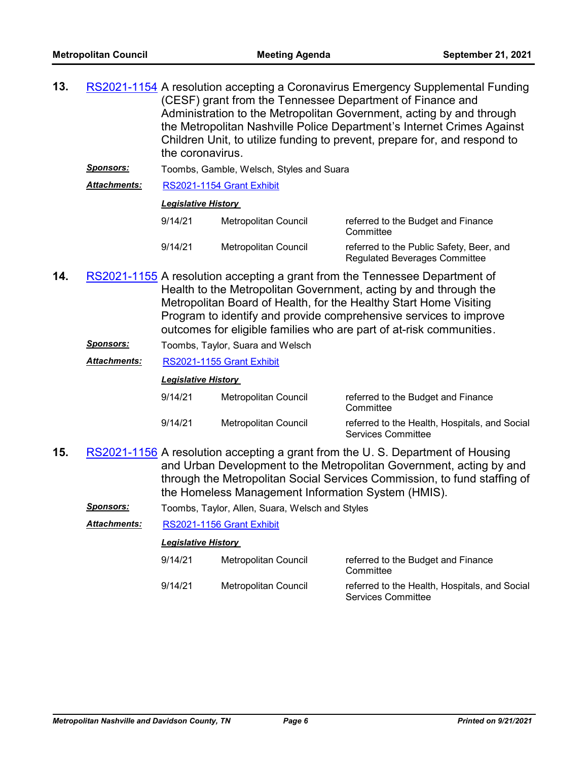**13.** RS2021-1154 A resolution accepting a Coronavirus Emergency Supplemental Funding (CESF) grant from the Tennessee Department of Finance and Administration to the Metropolitan Government, acting by and through the Metropolitan Nashville Police Department's Internet Crimes Against Children Unit, to utilize funding to prevent, prepare for, and respond to the coronavirus.

***Sponsors:*** Toombs, Gamble, Welsch, Styles and Suara

***Attachments:*** RS2021-1154 Grant Exhibit

***Legislative History***

| | | |
|---|---|---|
| 9/14/21 | Metropolitan Council | referred to the Budget and Finance Committee |
| 9/14/21 | Metropolitan Council | referred to the Public Safety, Beer, and Regulated Beverages Committee |

**14.** RS2021-1155 A resolution accepting a grant from the Tennessee Department of Health to the Metropolitan Government, acting by and through the Metropolitan Board of Health, for the Healthy Start Home Visiting Program to identify and provide comprehensive services to improve outcomes for eligible families who are part of at-risk communities.

***Sponsors:*** Toombs, Taylor, Suara and Welsch

***Attachments:*** RS2021-1155 Grant Exhibit

***Legislative History***

| | | |
|---|---|---|
| 9/14/21 | Metropolitan Council | referred to the Budget and Finance Committee |
| 9/14/21 | Metropolitan Council | referred to the Health, Hospitals, and Social Services Committee |

**15.** RS2021-1156 A resolution accepting a grant from the U. S. Department of Housing and Urban Development to the Metropolitan Government, acting by and through the Metropolitan Social Services Commission, to fund staffing of the Homeless Management Information System (HMIS).

***Sponsors:*** Toombs, Taylor, Allen, Suara, Welsch and Styles

***Attachments:*** RS2021-1156 Grant Exhibit

***Legislative History***

| | | |
|---|---|---|
| 9/14/21 | Metropolitan Council | referred to the Budget and Finance Committee |
| 9/14/21 | Metropolitan Council | referred to the Health, Hospitals, and Social Services Committee |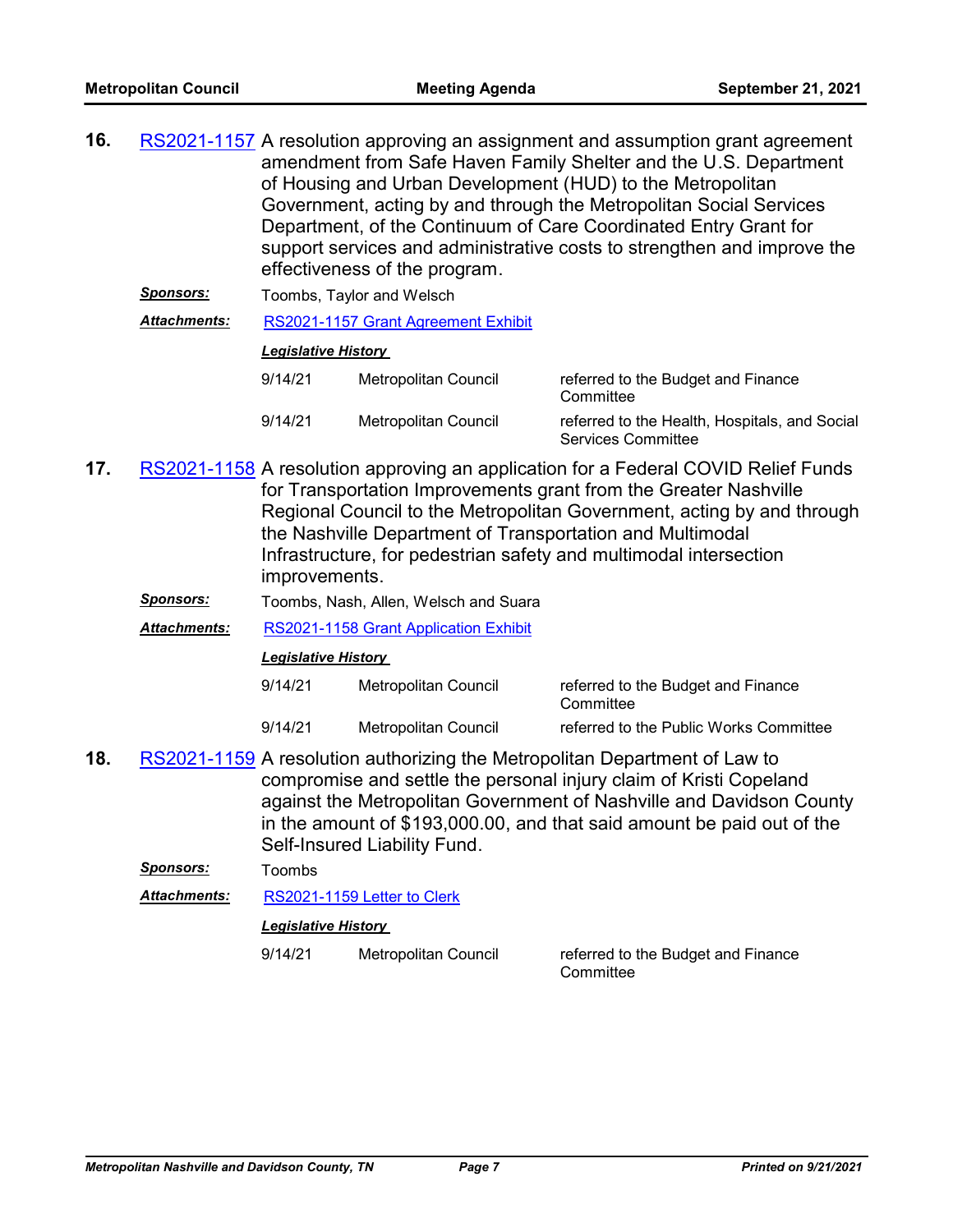**16.** RS2021-1157 A resolution approving an assignment and assumption grant agreement amendment from Safe Haven Family Shelter and the U.S. Department of Housing and Urban Development (HUD) to the Metropolitan Government, acting by and through the Metropolitan Social Services Department, of the Continuum of Care Coordinated Entry Grant for support services and administrative costs to strengthen and improve the effectiveness of the program.

***Sponsors:*** Toombs, Taylor and Welsch

***Attachments:*** RS2021-1157 Grant Agreement Exhibit

***Legislative History***

| | | |
|---|---|---|
| 9/14/21 | Metropolitan Council | referred to the Budget and Finance Committee |
| 9/14/21 | Metropolitan Council | referred to the Health, Hospitals, and Social Services Committee |

**17.** RS2021-1158 A resolution approving an application for a Federal COVID Relief Funds for Transportation Improvements grant from the Greater Nashville Regional Council to the Metropolitan Government, acting by and through the Nashville Department of Transportation and Multimodal Infrastructure, for pedestrian safety and multimodal intersection improvements.

***Sponsors:*** Toombs, Nash, Allen, Welsch and Suara

***Attachments:*** RS2021-1158 Grant Application Exhibit

***Legislative History***

| | | |
|---|---|---|
| 9/14/21 | Metropolitan Council | referred to the Budget and Finance Committee |
| 9/14/21 | Metropolitan Council | referred to the Public Works Committee |

**18.** RS2021-1159 A resolution authorizing the Metropolitan Department of Law to compromise and settle the personal injury claim of Kristi Copeland against the Metropolitan Government of Nashville and Davidson County in the amount of $193,000.00, and that said amount be paid out of the Self-Insured Liability Fund.

***Sponsors:*** Toombs

***Attachments:*** RS2021-1159 Letter to Clerk

***Legislative History***

| | | |
|---|---|---|
| 9/14/21 | Metropolitan Council | referred to the Budget and Finance Committee |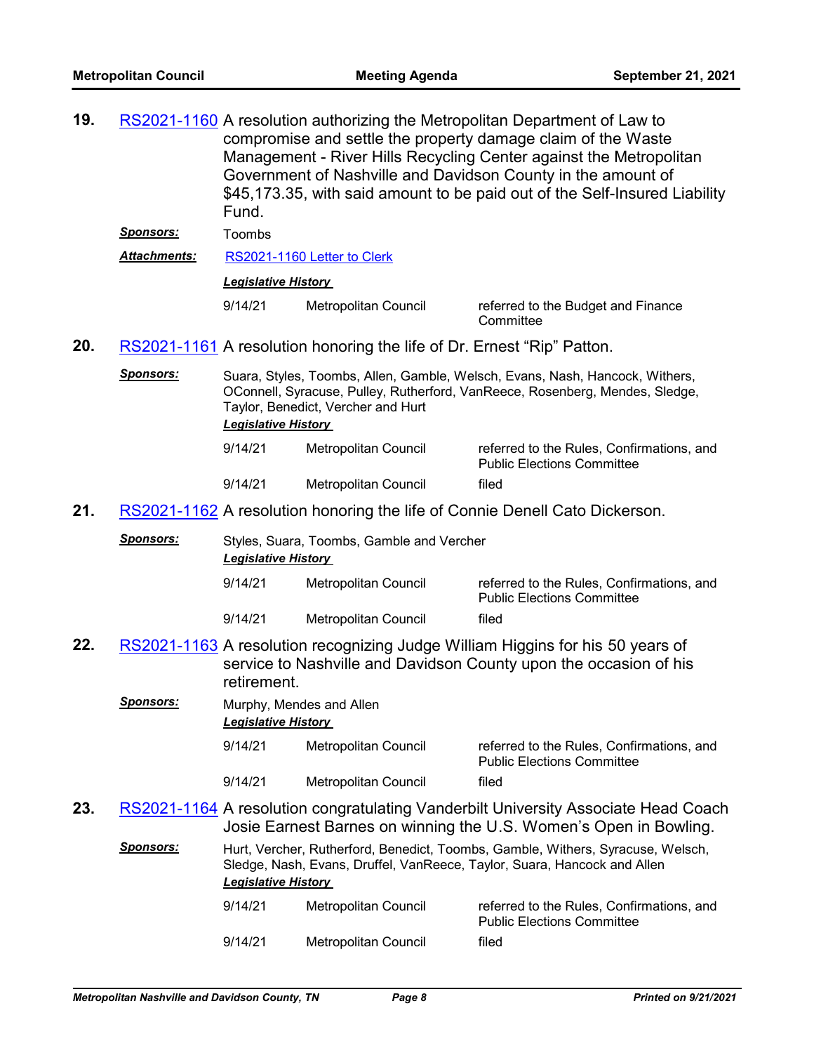**19.** RS2021-1160 A resolution authorizing the Metropolitan Department of Law to compromise and settle the property damage claim of the Waste Management - River Hills Recycling Center against the Metropolitan Government of Nashville and Davidson County in the amount of $45,173.35, with said amount to be paid out of the Self-Insured Liability Fund.

***Sponsors:*** Toombs

***Attachments:*** RS2021-1160 Letter to Clerk

***Legislative History***

| | | |
|---|---|---|
| 9/14/21 | Metropolitan Council | referred to the Budget and Finance Committee |

**20.** RS2021-1161 A resolution honoring the life of Dr. Ernest "Rip" Patton.

***Sponsors:*** Suara, Styles, Toombs, Allen, Gamble, Welsch, Evans, Nash, Hancock, Withers, OConnell, Syracuse, Pulley, Rutherford, VanReece, Rosenberg, Mendes, Sledge, Taylor, Benedict, Vercher and Hurt

***Legislative History***

| | | |
|---|---|---|
| 9/14/21 | Metropolitan Council | referred to the Rules, Confirmations, and Public Elections Committee |
| 9/14/21 | Metropolitan Council | filed |

**21.** RS2021-1162 A resolution honoring the life of Connie Denell Cato Dickerson.

***Sponsors:*** Styles, Suara, Toombs, Gamble and Vercher

***Legislative History***

| | | |
|---|---|---|
| 9/14/21 | Metropolitan Council | referred to the Rules, Confirmations, and Public Elections Committee |
| 9/14/21 | Metropolitan Council | filed |

**22.** RS2021-1163 A resolution recognizing Judge William Higgins for his 50 years of service to Nashville and Davidson County upon the occasion of his retirement.

***Sponsors:*** Murphy, Mendes and Allen

***Legislative History***

| | | |
|---|---|---|
| 9/14/21 | Metropolitan Council | referred to the Rules, Confirmations, and Public Elections Committee |
| 9/14/21 | Metropolitan Council | filed |

**23.** RS2021-1164 A resolution congratulating Vanderbilt University Associate Head Coach Josie Earnest Barnes on winning the U.S. Women's Open in Bowling.

***Sponsors:*** Hurt, Vercher, Rutherford, Benedict, Toombs, Gamble, Withers, Syracuse, Welsch, Sledge, Nash, Evans, Druffel, VanReece, Taylor, Suara, Hancock and Allen

***Legislative History***

| | | |
|---|---|---|
| 9/14/21 | Metropolitan Council | referred to the Rules, Confirmations, and Public Elections Committee |
| 9/14/21 | Metropolitan Council | filed |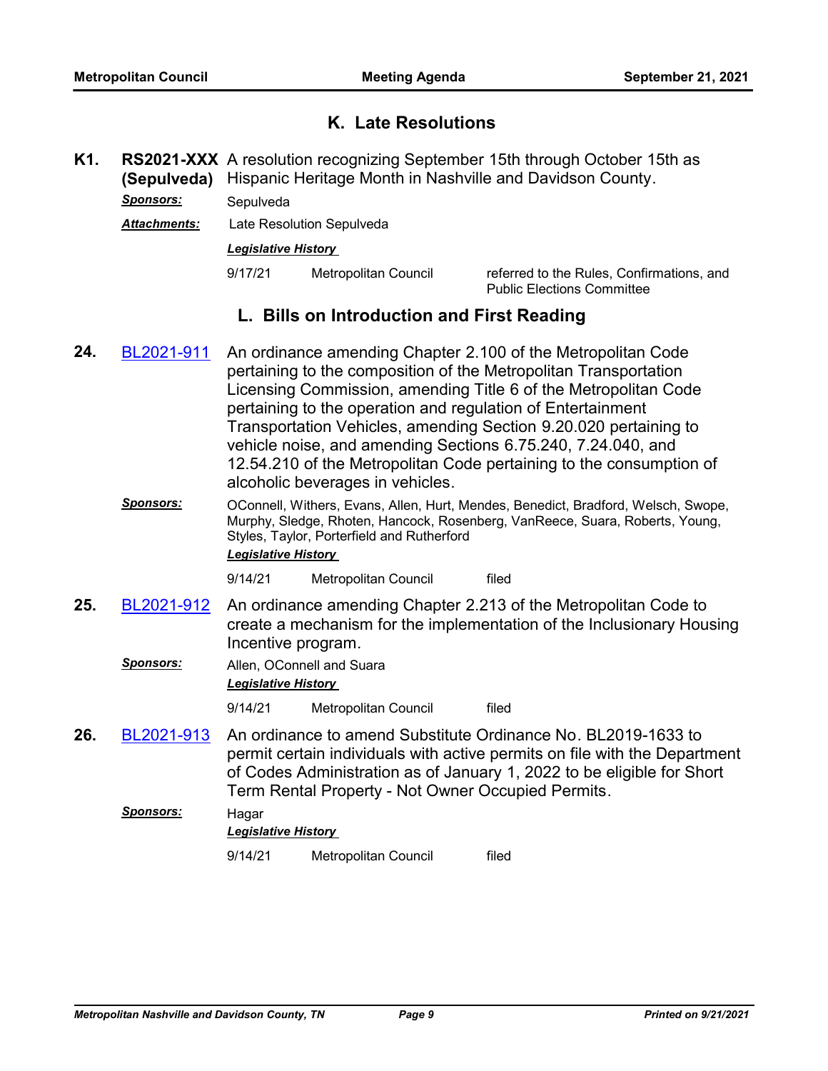## K. Late Resolutions

**K1.** **RS2021-XXX (Sepulveda)** A resolution recognizing September 15th through October 15th as Hispanic Heritage Month in Nashville and Davidson County.

***Sponsors:*** Sepulveda

***Attachments:*** Late Resolution Sepulveda

***Legislative History***

| | | |
|---|---|---|
| 9/17/21 | Metropolitan Council | referred to the Rules, Confirmations, and Public Elections Committee |

## L. Bills on Introduction and First Reading

**24.** BL2021-911 An ordinance amending Chapter 2.100 of the Metropolitan Code pertaining to the composition of the Metropolitan Transportation Licensing Commission, amending Title 6 of the Metropolitan Code pertaining to the operation and regulation of Entertainment Transportation Vehicles, amending Section 9.20.020 pertaining to vehicle noise, and amending Sections 6.75.240, 7.24.040, and 12.54.210 of the Metropolitan Code pertaining to the consumption of alcoholic beverages in vehicles.

***Sponsors:*** OConnell, Withers, Evans, Allen, Hurt, Mendes, Benedict, Bradford, Welsch, Swope, Murphy, Sledge, Rhoten, Hancock, Rosenberg, VanReece, Suara, Roberts, Young, Styles, Taylor, Porterfield and Rutherford

***Legislative History***

| | | |
|---|---|---|
| 9/14/21 | Metropolitan Council | filed |

**25.** BL2021-912 An ordinance amending Chapter 2.213 of the Metropolitan Code to create a mechanism for the implementation of the Inclusionary Housing Incentive program.

***Sponsors:*** Allen, OConnell and Suara

***Legislative History***

| | | |
|---|---|---|
| 9/14/21 | Metropolitan Council | filed |

**26.** BL2021-913 An ordinance to amend Substitute Ordinance No. BL2019-1633 to permit certain individuals with active permits on file with the Department of Codes Administration as of January 1, 2022 to be eligible for Short Term Rental Property - Not Owner Occupied Permits.

***Sponsors:*** Hagar

***Legislative History***

| | | |
|---|---|---|
| 9/14/21 | Metropolitan Council | filed |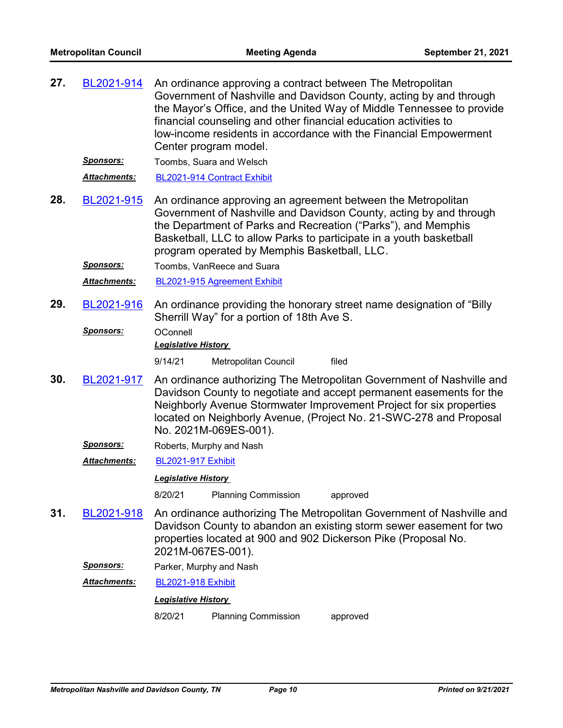**27.** BL2021-914 An ordinance approving a contract between The Metropolitan Government of Nashville and Davidson County, acting by and through the Mayor's Office, and the United Way of Middle Tennessee to provide financial counseling and other financial education activities to low-income residents in accordance with the Financial Empowerment Center program model.

***Sponsors:*** Toombs, Suara and Welsch

***Attachments:*** BL2021-914 Contract Exhibit

**28.** BL2021-915 An ordinance approving an agreement between the Metropolitan Government of Nashville and Davidson County, acting by and through the Department of Parks and Recreation ("Parks"), and Memphis Basketball, LLC to allow Parks to participate in a youth basketball program operated by Memphis Basketball, LLC.

***Sponsors:*** Toombs, VanReece and Suara

***Attachments:*** BL2021-915 Agreement Exhibit

**29.** BL2021-916 An ordinance providing the honorary street name designation of "Billy Sherrill Way" for a portion of 18th Ave S.

***Sponsors:*** OConnell

***Legislative History***

| | | |
|---|---|---|
| 9/14/21 | Metropolitan Council | filed |

**30.** BL2021-917 An ordinance authorizing The Metropolitan Government of Nashville and Davidson County to negotiate and accept permanent easements for the Neighborly Avenue Stormwater Improvement Project for six properties located on Neighborly Avenue, (Project No. 21-SWC-278 and Proposal No. 2021M-069ES-001).

***Sponsors:*** Roberts, Murphy and Nash

***Attachments:*** BL2021-917 Exhibit

***Legislative History***

| | | |
|---|---|---|
| 8/20/21 | Planning Commission | approved |

**31.** BL2021-918 An ordinance authorizing The Metropolitan Government of Nashville and Davidson County to abandon an existing storm sewer easement for two properties located at 900 and 902 Dickerson Pike (Proposal No. 2021M-067ES-001).

***Sponsors:*** Parker, Murphy and Nash

***Attachments:*** BL2021-918 Exhibit

***Legislative History***

| | | |
|---|---|---|
| 8/20/21 | Planning Commission | approved |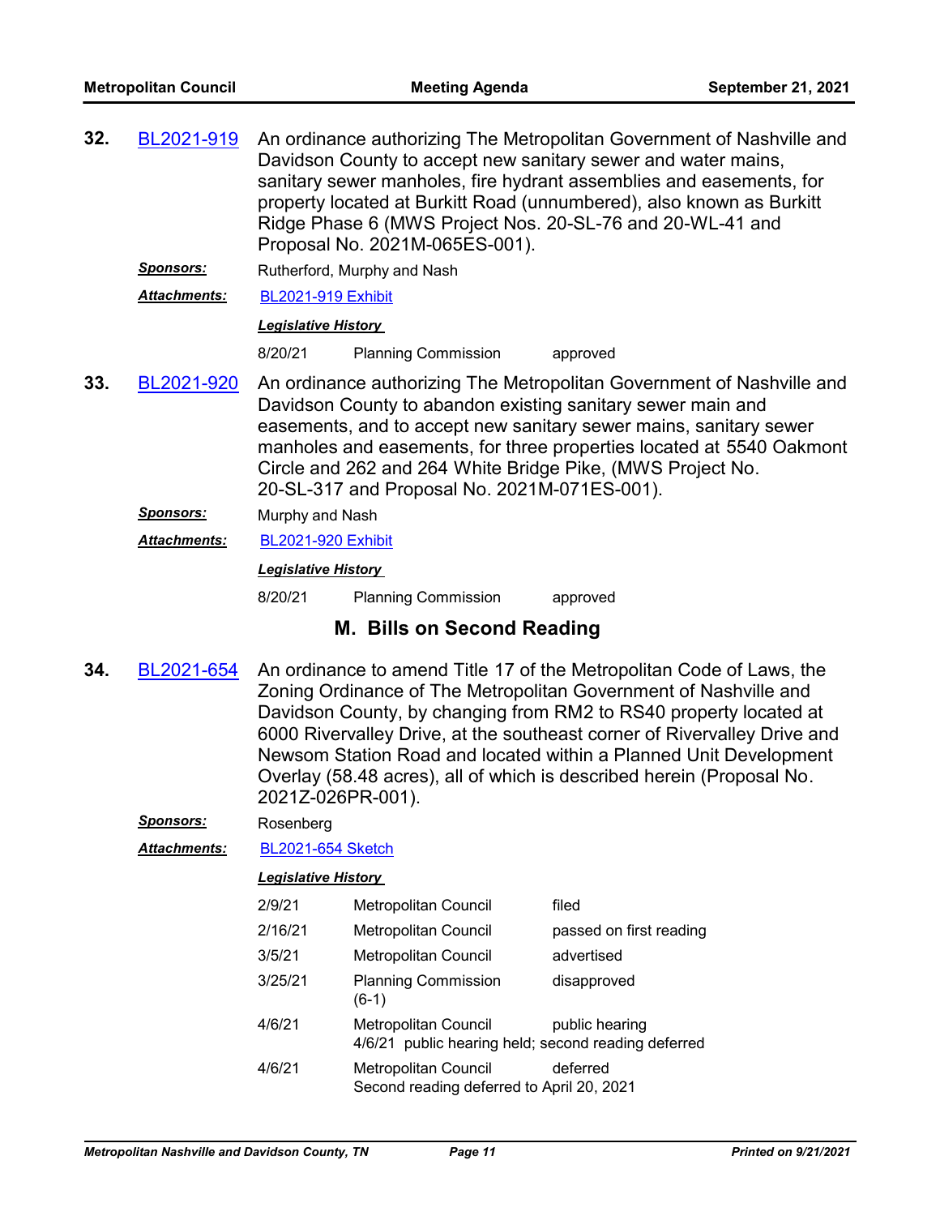**32.** BL2021-919 An ordinance authorizing The Metropolitan Government of Nashville and Davidson County to accept new sanitary sewer and water mains, sanitary sewer manholes, fire hydrant assemblies and easements, for property located at Burkitt Road (unnumbered), also known as Burkitt Ridge Phase 6 (MWS Project Nos. 20-SL-76 and 20-WL-41 and Proposal No. 2021M-065ES-001).

***Sponsors:*** Rutherford, Murphy and Nash

***Attachments:*** BL2021-919 Exhibit

***Legislative History***

| | | |
|---|---|---|
| 8/20/21 | Planning Commission | approved |

**33.** BL2021-920 An ordinance authorizing The Metropolitan Government of Nashville and Davidson County to abandon existing sanitary sewer main and easements, and to accept new sanitary sewer mains, sanitary sewer manholes and easements, for three properties located at 5540 Oakmont Circle and 262 and 264 White Bridge Pike, (MWS Project No. 20-SL-317 and Proposal No. 2021M-071ES-001).

***Sponsors:*** Murphy and Nash

***Attachments:*** BL2021-920 Exhibit

***Legislative History***

| | | |
|---|---|---|
| 8/20/21 | Planning Commission | approved |

## M. Bills on Second Reading

**34.** BL2021-654 An ordinance to amend Title 17 of the Metropolitan Code of Laws, the Zoning Ordinance of The Metropolitan Government of Nashville and Davidson County, by changing from RM2 to RS40 property located at 6000 Rivervalley Drive, at the southeast corner of Rivervalley Drive and Newsom Station Road and located within a Planned Unit Development Overlay (58.48 acres), all of which is described herein (Proposal No. 2021Z-026PR-001).

***Sponsors:*** Rosenberg

***Attachments:*** BL2021-654 Sketch

***Legislative History***

| | | |
|---|---|---|
| 2/9/21 | Metropolitan Council | filed |
| 2/16/21 | Metropolitan Council | passed on first reading |
| 3/5/21 | Metropolitan Council | advertised |
| 3/25/21 | Planning Commission (6-1) | disapproved |
| 4/6/21 | Metropolitan Council<br>4/6/21 public hearing held; second reading deferred | public hearing |
| 4/6/21 | Metropolitan Council<br>Second reading deferred to April 20, 2021 | deferred |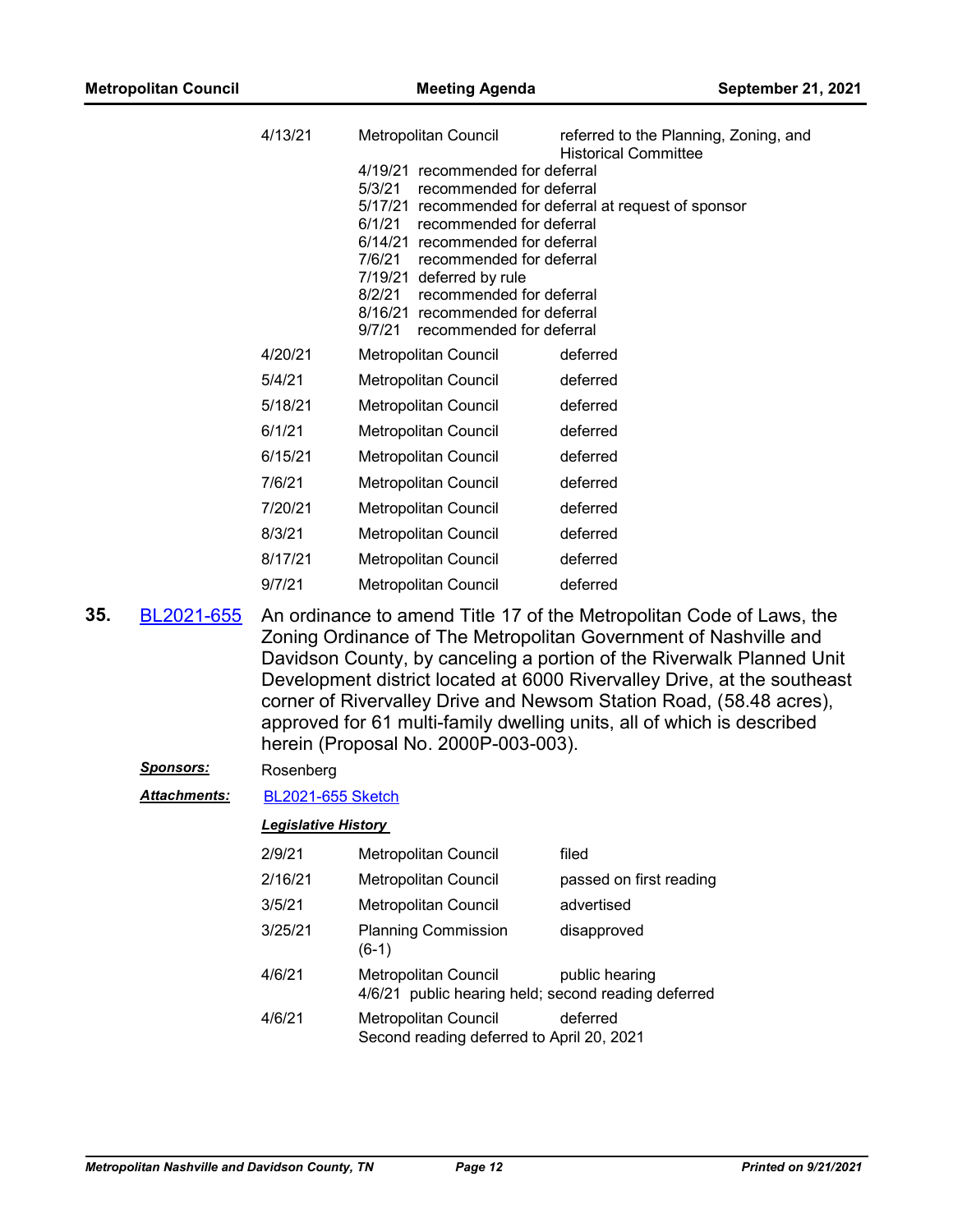| | | |
|---|---|---|
| 4/13/21 | Metropolitan Council | referred to the Planning, Zoning, and Historical Committee |
| | 4/19/21 recommended for deferral<br>5/3/21 recommended for deferral<br>5/17/21 recommended for deferral at request of sponsor<br>6/1/21 recommended for deferral<br>6/14/21 recommended for deferral<br>7/6/21 recommended for deferral<br>7/19/21 deferred by rule<br>8/2/21 recommended for deferral<br>8/16/21 recommended for deferral<br>9/7/21 recommended for deferral | |
| 4/20/21 | Metropolitan Council | deferred |
| 5/4/21 | Metropolitan Council | deferred |
| 5/18/21 | Metropolitan Council | deferred |
| 6/1/21 | Metropolitan Council | deferred |
| 6/15/21 | Metropolitan Council | deferred |
| 7/6/21 | Metropolitan Council | deferred |
| 7/20/21 | Metropolitan Council | deferred |
| 8/3/21 | Metropolitan Council | deferred |
| 8/17/21 | Metropolitan Council | deferred |
| 9/7/21 | Metropolitan Council | deferred |

**35.** BL2021-655 An ordinance to amend Title 17 of the Metropolitan Code of Laws, the Zoning Ordinance of The Metropolitan Government of Nashville and Davidson County, by canceling a portion of the Riverwalk Planned Unit Development district located at 6000 Rivervalley Drive, at the southeast corner of Rivervalley Drive and Newsom Station Road, (58.48 acres), approved for 61 multi-family dwelling units, all of which is described herein (Proposal No. 2000P-003-003).

***Sponsors:*** Rosenberg

***Attachments:*** BL2021-655 Sketch

***Legislative History***

| | | |
|---|---|---|
| 2/9/21 | Metropolitan Council | filed |
| 2/16/21 | Metropolitan Council | passed on first reading |
| 3/5/21 | Metropolitan Council | advertised |
| 3/25/21 | Planning Commission (6-1) | disapproved |
| 4/6/21 | Metropolitan Council | public hearing |
| | 4/6/21 public hearing held; second reading deferred | |
| 4/6/21 | Metropolitan Council | deferred |
| | Second reading deferred to April 20, 2021 | |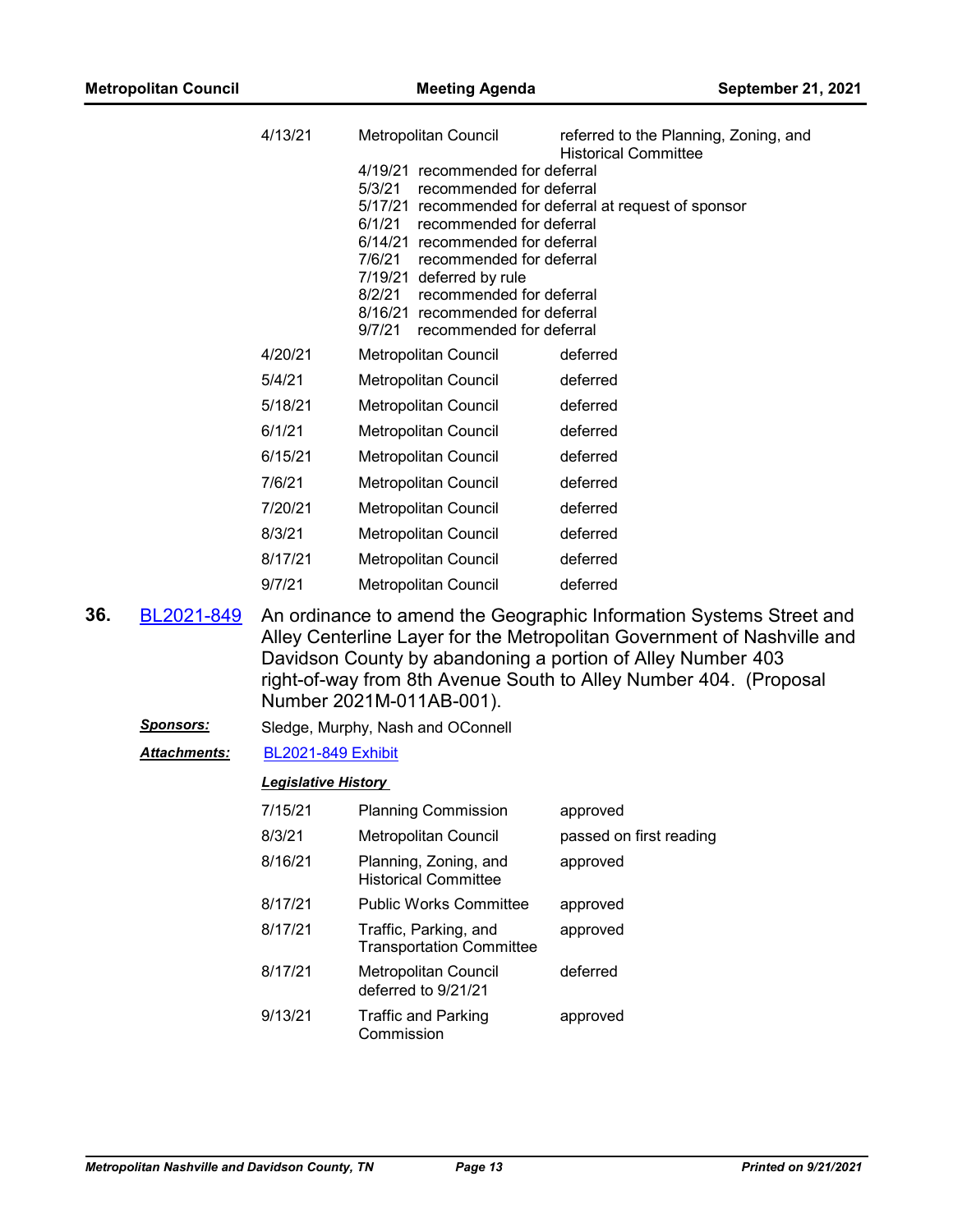| | | |
|---|---|---|
| 4/13/21 | Metropolitan Council | referred to the Planning, Zoning, and Historical Committee |
| | 4/19/21 recommended for deferral<br>5/3/21 recommended for deferral<br>5/17/21 recommended for deferral at request of sponsor<br>6/1/21 recommended for deferral<br>6/14/21 recommended for deferral<br>7/6/21 recommended for deferral<br>7/19/21 deferred by rule<br>8/2/21 recommended for deferral<br>8/16/21 recommended for deferral<br>9/7/21 recommended for deferral | |
| 4/20/21 | Metropolitan Council | deferred |
| 5/4/21 | Metropolitan Council | deferred |
| 5/18/21 | Metropolitan Council | deferred |
| 6/1/21 | Metropolitan Council | deferred |
| 6/15/21 | Metropolitan Council | deferred |
| 7/6/21 | Metropolitan Council | deferred |
| 7/20/21 | Metropolitan Council | deferred |
| 8/3/21 | Metropolitan Council | deferred |
| 8/17/21 | Metropolitan Council | deferred |
| 9/7/21 | Metropolitan Council | deferred |

**36.** BL2021-849 An ordinance to amend the Geographic Information Systems Street and Alley Centerline Layer for the Metropolitan Government of Nashville and Davidson County by abandoning a portion of Alley Number 403 right-of-way from 8th Avenue South to Alley Number 404. (Proposal Number 2021M-011AB-001).

***Sponsors:*** Sledge, Murphy, Nash and OConnell

***Attachments:*** BL2021-849 Exhibit

***Legislative History***

| | | |
|---|---|---|
| 7/15/21 | Planning Commission | approved |
| 8/3/21 | Metropolitan Council | passed on first reading |
| 8/16/21 | Planning, Zoning, and Historical Committee | approved |
| 8/17/21 | Public Works Committee | approved |
| 8/17/21 | Traffic, Parking, and Transportation Committee | approved |
| 8/17/21 | Metropolitan Council deferred to 9/21/21 | deferred |
| 9/13/21 | Traffic and Parking Commission | approved |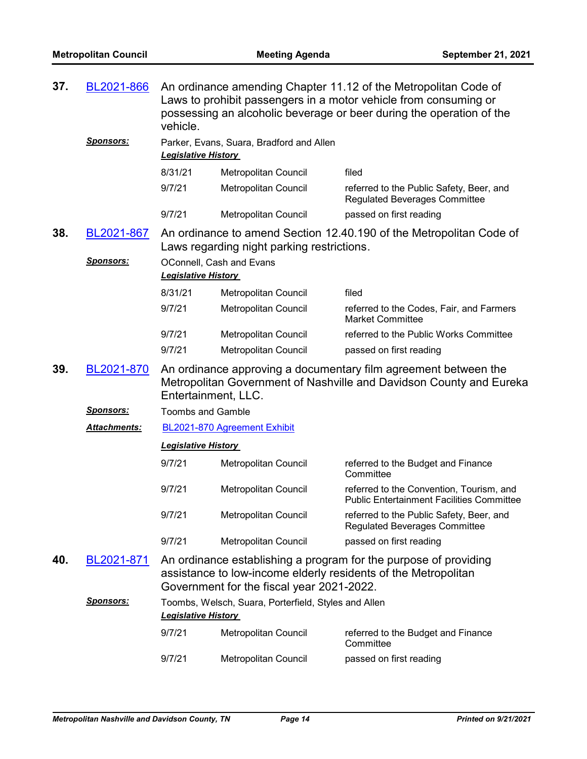**37. BL2021-866** An ordinance amending Chapter 11.12 of the Metropolitan Code of Laws to prohibit passengers in a motor vehicle from consuming or possessing an alcoholic beverage or beer during the operation of the vehicle.

***Sponsors:*** Parker, Evans, Suara, Bradford and Allen

***Legislative History***

| | | |
|---|---|---|
| 8/31/21 | Metropolitan Council | filed |
| 9/7/21 | Metropolitan Council | referred to the Public Safety, Beer, and Regulated Beverages Committee |
| 9/7/21 | Metropolitan Council | passed on first reading |

**38. BL2021-867** An ordinance to amend Section 12.40.190 of the Metropolitan Code of Laws regarding night parking restrictions.

***Sponsors:*** OConnell, Cash and Evans

***Legislative History***

| | | |
|---|---|---|
| 8/31/21 | Metropolitan Council | filed |
| 9/7/21 | Metropolitan Council | referred to the Codes, Fair, and Farmers Market Committee |
| 9/7/21 | Metropolitan Council | referred to the Public Works Committee |
| 9/7/21 | Metropolitan Council | passed on first reading |

**39. BL2021-870** An ordinance approving a documentary film agreement between the Metropolitan Government of Nashville and Davidson County and Eureka Entertainment, LLC.

***Sponsors:*** Toombs and Gamble

***Attachments:*** BL2021-870 Agreement Exhibit

***Legislative History***

| | | |
|---|---|---|
| 9/7/21 | Metropolitan Council | referred to the Budget and Finance Committee |
| 9/7/21 | Metropolitan Council | referred to the Convention, Tourism, and Public Entertainment Facilities Committee |
| 9/7/21 | Metropolitan Council | referred to the Public Safety, Beer, and Regulated Beverages Committee |
| 9/7/21 | Metropolitan Council | passed on first reading |

**40. BL2021-871** An ordinance establishing a program for the purpose of providing assistance to low-income elderly residents of the Metropolitan Government for the fiscal year 2021-2022.

***Sponsors:*** Toombs, Welsch, Suara, Porterfield, Styles and Allen

***Legislative History***

| | | |
|---|---|---|
| 9/7/21 | Metropolitan Council | referred to the Budget and Finance Committee |
| 9/7/21 | Metropolitan Council | passed on first reading |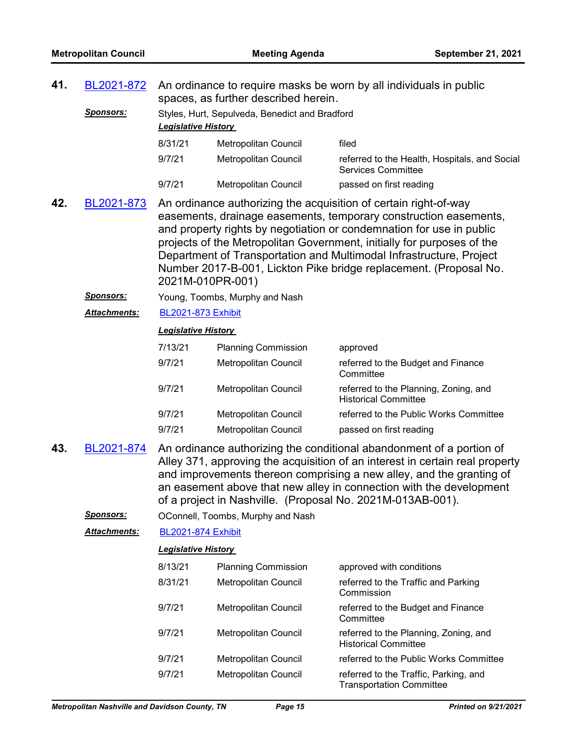**41.** BL2021-872 An ordinance to require masks be worn by all individuals in public spaces, as further described herein.

***Sponsors:*** Styles, Hurt, Sepulveda, Benedict and Bradford

***Legislative History***

| | | |
|---|---|---|
| 8/31/21 | Metropolitan Council | filed |
| 9/7/21 | Metropolitan Council | referred to the Health, Hospitals, and Social Services Committee |
| 9/7/21 | Metropolitan Council | passed on first reading |

**42.** BL2021-873 An ordinance authorizing the acquisition of certain right-of-way easements, drainage easements, temporary construction easements, and property rights by negotiation or condemnation for use in public projects of the Metropolitan Government, initially for purposes of the Department of Transportation and Multimodal Infrastructure, Project Number 2017-B-001, Lickton Pike bridge replacement. (Proposal No. 2021M-010PR-001)

***Sponsors:*** Young, Toombs, Murphy and Nash

***Attachments:*** BL2021-873 Exhibit

***Legislative History***

| | | |
|---|---|---|
| 7/13/21 | Planning Commission | approved |
| 9/7/21 | Metropolitan Council | referred to the Budget and Finance Committee |
| 9/7/21 | Metropolitan Council | referred to the Planning, Zoning, and Historical Committee |
| 9/7/21 | Metropolitan Council | referred to the Public Works Committee |
| 9/7/21 | Metropolitan Council | passed on first reading |

**43.** BL2021-874 An ordinance authorizing the conditional abandonment of a portion of Alley 371, approving the acquisition of an interest in certain real property and improvements thereon comprising a new alley, and the granting of an easement above that new alley in connection with the development of a project in Nashville. (Proposal No. 2021M-013AB-001).

***Sponsors:*** OConnell, Toombs, Murphy and Nash

***Attachments:*** BL2021-874 Exhibit

***Legislative History***

| | | |
|---|---|---|
| 8/13/21 | Planning Commission | approved with conditions |
| 8/31/21 | Metropolitan Council | referred to the Traffic and Parking Commission |
| 9/7/21 | Metropolitan Council | referred to the Budget and Finance Committee |
| 9/7/21 | Metropolitan Council | referred to the Planning, Zoning, and Historical Committee |
| 9/7/21 | Metropolitan Council | referred to the Public Works Committee |
| 9/7/21 | Metropolitan Council | referred to the Traffic, Parking, and Transportation Committee |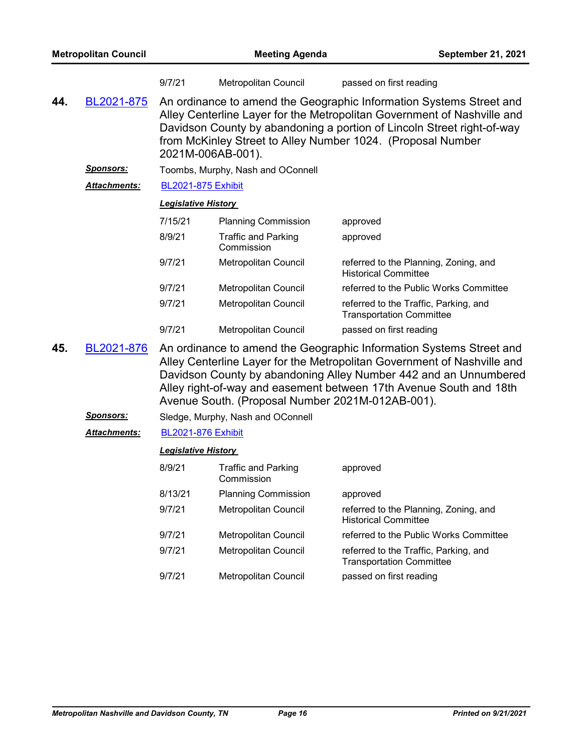| | | |
|---|---|---|
| 9/7/21 | Metropolitan Council | passed on first reading |

**44.** BL2021-875 An ordinance to amend the Geographic Information Systems Street and Alley Centerline Layer for the Metropolitan Government of Nashville and Davidson County by abandoning a portion of Lincoln Street right-of-way from McKinley Street to Alley Number 1024. (Proposal Number 2021M-006AB-001).

***Sponsors:*** Toombs, Murphy, Nash and OConnell

***Attachments:*** BL2021-875 Exhibit

***Legislative History***

| | | |
|---|---|---|
| 7/15/21 | Planning Commission | approved |
| 8/9/21 | Traffic and Parking Commission | approved |
| 9/7/21 | Metropolitan Council | referred to the Planning, Zoning, and Historical Committee |
| 9/7/21 | Metropolitan Council | referred to the Public Works Committee |
| 9/7/21 | Metropolitan Council | referred to the Traffic, Parking, and Transportation Committee |
| 9/7/21 | Metropolitan Council | passed on first reading |

**45.** BL2021-876 An ordinance to amend the Geographic Information Systems Street and Alley Centerline Layer for the Metropolitan Government of Nashville and Davidson County by abandoning Alley Number 442 and an Unnumbered Alley right-of-way and easement between 17th Avenue South and 18th Avenue South. (Proposal Number 2021M-012AB-001).

***Sponsors:*** Sledge, Murphy, Nash and OConnell

***Attachments:*** BL2021-876 Exhibit

***Legislative History***

| | | |
|---|---|---|
| 8/9/21 | Traffic and Parking Commission | approved |
| 8/13/21 | Planning Commission | approved |
| 9/7/21 | Metropolitan Council | referred to the Planning, Zoning, and Historical Committee |
| 9/7/21 | Metropolitan Council | referred to the Public Works Committee |
| 9/7/21 | Metropolitan Council | referred to the Traffic, Parking, and Transportation Committee |
| 9/7/21 | Metropolitan Council | passed on first reading |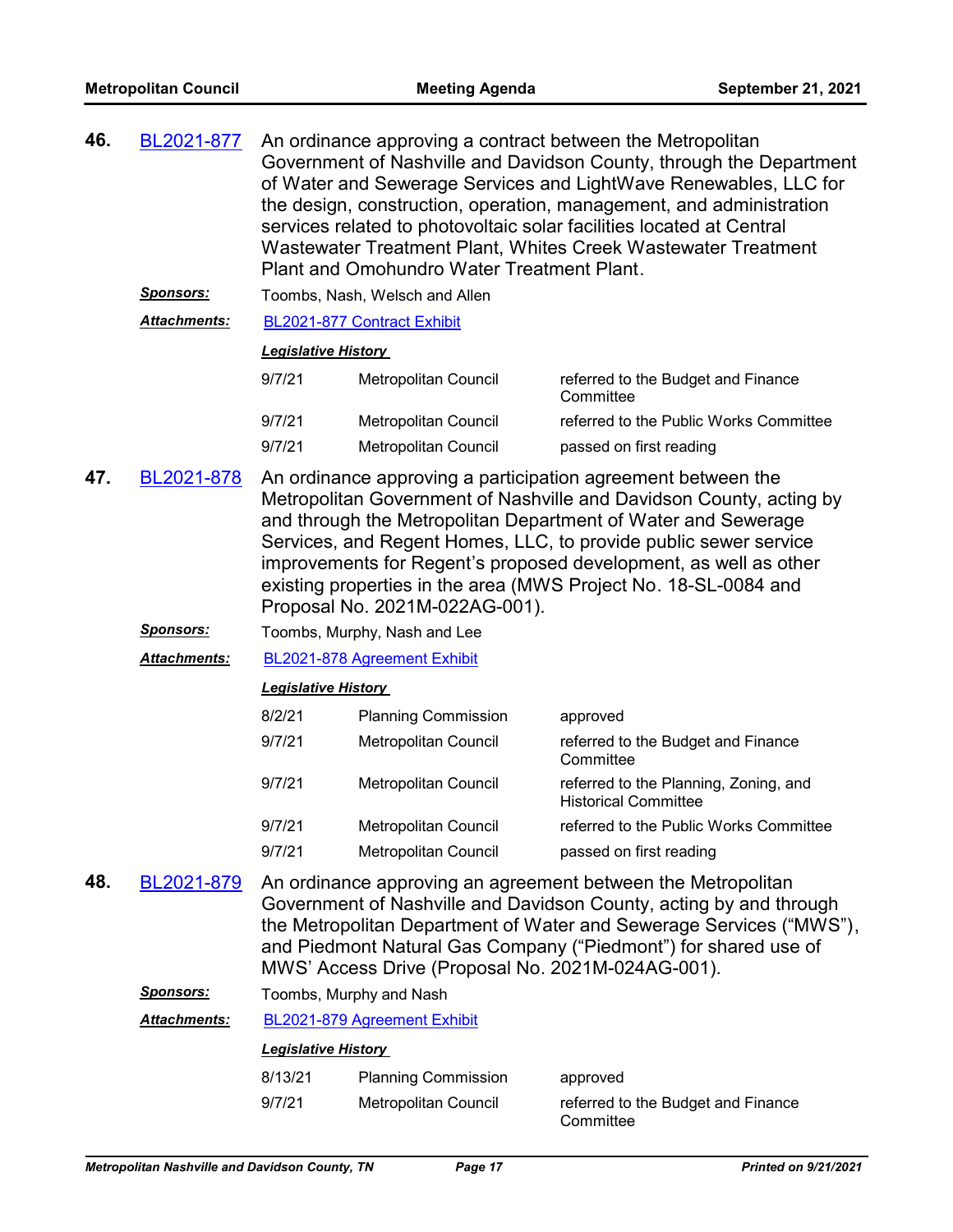**46.** BL2021-877 An ordinance approving a contract between the Metropolitan Government of Nashville and Davidson County, through the Department of Water and Sewerage Services and LightWave Renewables, LLC for the design, construction, operation, management, and administration services related to photovoltaic solar facilities located at Central Wastewater Treatment Plant, Whites Creek Wastewater Treatment Plant and Omohundro Water Treatment Plant.

***Sponsors:*** Toombs, Nash, Welsch and Allen

***Attachments:*** BL2021-877 Contract Exhibit

***Legislative History***

| | | |
|---|---|---|
| 9/7/21 | Metropolitan Council | referred to the Budget and Finance Committee |
| 9/7/21 | Metropolitan Council | referred to the Public Works Committee |
| 9/7/21 | Metropolitan Council | passed on first reading |

**47.** BL2021-878 An ordinance approving a participation agreement between the Metropolitan Government of Nashville and Davidson County, acting by and through the Metropolitan Department of Water and Sewerage Services, and Regent Homes, LLC, to provide public sewer service improvements for Regent's proposed development, as well as other existing properties in the area (MWS Project No. 18-SL-0084 and Proposal No. 2021M-022AG-001).

***Sponsors:*** Toombs, Murphy, Nash and Lee

***Attachments:*** BL2021-878 Agreement Exhibit

***Legislative History***

| | | |
|---|---|---|
| 8/2/21 | Planning Commission | approved |
| 9/7/21 | Metropolitan Council | referred to the Budget and Finance Committee |
| 9/7/21 | Metropolitan Council | referred to the Planning, Zoning, and Historical Committee |
| 9/7/21 | Metropolitan Council | referred to the Public Works Committee |
| 9/7/21 | Metropolitan Council | passed on first reading |

**48.** BL2021-879 An ordinance approving an agreement between the Metropolitan Government of Nashville and Davidson County, acting by and through the Metropolitan Department of Water and Sewerage Services ("MWS"), and Piedmont Natural Gas Company ("Piedmont") for shared use of MWS' Access Drive (Proposal No. 2021M-024AG-001).

***Sponsors:*** Toombs, Murphy and Nash

***Attachments:*** BL2021-879 Agreement Exhibit

***Legislative History***

| | | |
|---|---|---|
| 8/13/21 | Planning Commission | approved |
| 9/7/21 | Metropolitan Council | referred to the Budget and Finance Committee |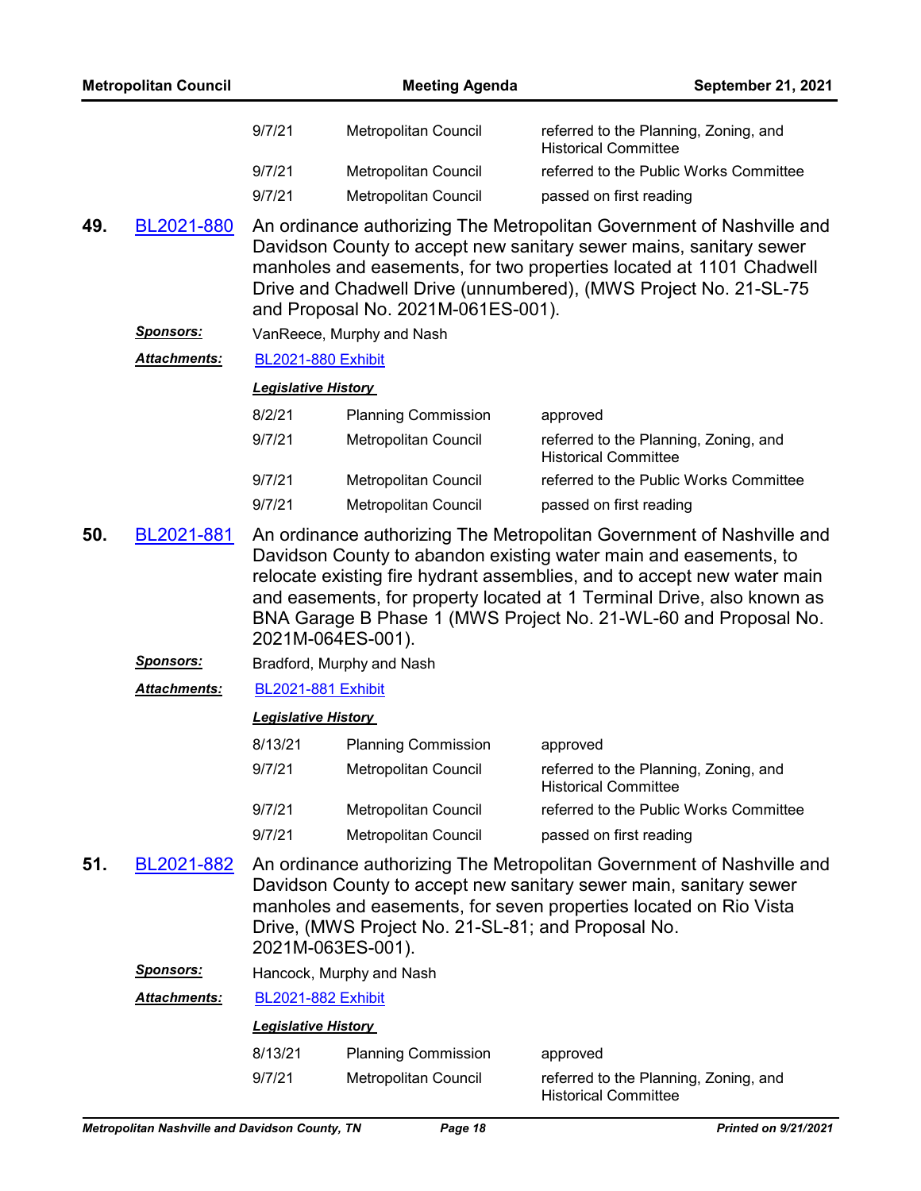| | | |
|---|---|---|
| 9/7/21 | Metropolitan Council | referred to the Planning, Zoning, and Historical Committee |
| 9/7/21 | Metropolitan Council | referred to the Public Works Committee |
| 9/7/21 | Metropolitan Council | passed on first reading |

**49. BL2021-880** An ordinance authorizing The Metropolitan Government of Nashville and Davidson County to accept new sanitary sewer mains, sanitary sewer manholes and easements, for two properties located at 1101 Chadwell Drive and Chadwell Drive (unnumbered), (MWS Project No. 21-SL-75 and Proposal No. 2021M-061ES-001).

***Sponsors:*** VanReece, Murphy and Nash

***Attachments:*** BL2021-880 Exhibit

***Legislative History***

| | | |
|---|---|---|
| 8/2/21 | Planning Commission | approved |
| 9/7/21 | Metropolitan Council | referred to the Planning, Zoning, and Historical Committee |
| 9/7/21 | Metropolitan Council | referred to the Public Works Committee |
| 9/7/21 | Metropolitan Council | passed on first reading |

**50. BL2021-881** An ordinance authorizing The Metropolitan Government of Nashville and Davidson County to abandon existing water main and easements, to relocate existing fire hydrant assemblies, and to accept new water main and easements, for property located at 1 Terminal Drive, also known as BNA Garage B Phase 1 (MWS Project No. 21-WL-60 and Proposal No. 2021M-064ES-001).

***Sponsors:*** Bradford, Murphy and Nash

***Attachments:*** BL2021-881 Exhibit

***Legislative History***

| | | |
|---|---|---|
| 8/13/21 | Planning Commission | approved |
| 9/7/21 | Metropolitan Council | referred to the Planning, Zoning, and Historical Committee |
| 9/7/21 | Metropolitan Council | referred to the Public Works Committee |
| 9/7/21 | Metropolitan Council | passed on first reading |

**51. BL2021-882** An ordinance authorizing The Metropolitan Government of Nashville and Davidson County to accept new sanitary sewer main, sanitary sewer manholes and easements, for seven properties located on Rio Vista Drive, (MWS Project No. 21-SL-81; and Proposal No. 2021M-063ES-001).

***Sponsors:*** Hancock, Murphy and Nash

***Attachments:*** BL2021-882 Exhibit

***Legislative History***

| | | |
|---|---|---|
| 8/13/21 | Planning Commission | approved |
| 9/7/21 | Metropolitan Council | referred to the Planning, Zoning, and Historical Committee |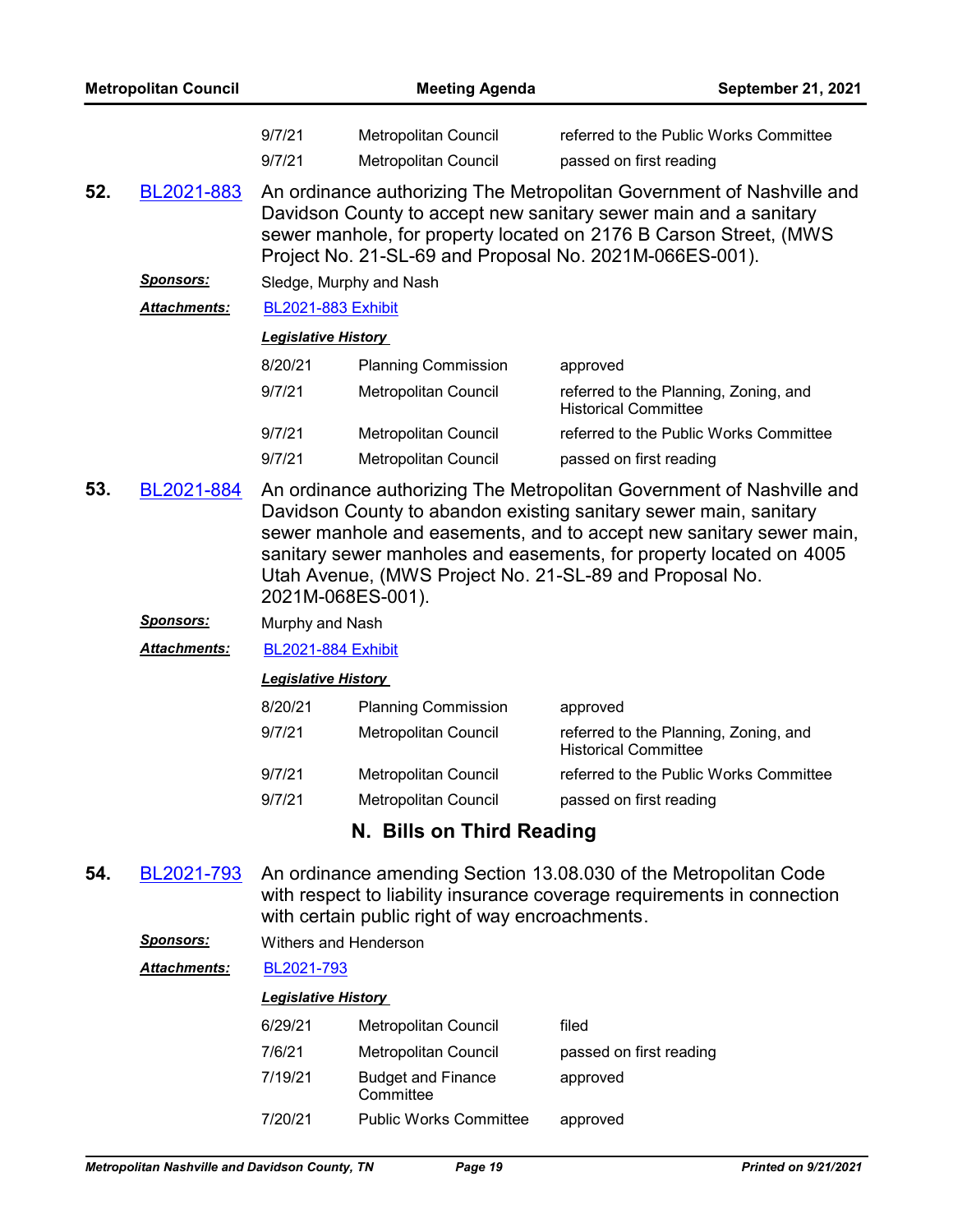| | | |
|---|---|---|
| 9/7/21 | Metropolitan Council | referred to the Public Works Committee |
| 9/7/21 | Metropolitan Council | passed on first reading |

**52.** BL2021-883 An ordinance authorizing The Metropolitan Government of Nashville and Davidson County to accept new sanitary sewer main and a sanitary sewer manhole, for property located on 2176 B Carson Street, (MWS Project No. 21-SL-69 and Proposal No. 2021M-066ES-001).

***Sponsors:*** Sledge, Murphy and Nash

***Attachments:*** BL2021-883 Exhibit

***Legislative History***

| | | |
|---|---|---|
| 8/20/21 | Planning Commission | approved |
| 9/7/21 | Metropolitan Council | referred to the Planning, Zoning, and Historical Committee |
| 9/7/21 | Metropolitan Council | referred to the Public Works Committee |
| 9/7/21 | Metropolitan Council | passed on first reading |

**53.** BL2021-884 An ordinance authorizing The Metropolitan Government of Nashville and Davidson County to abandon existing sanitary sewer main, sanitary sewer manhole and easements, and to accept new sanitary sewer main, sanitary sewer manholes and easements, for property located on 4005 Utah Avenue, (MWS Project No. 21-SL-89 and Proposal No. 2021M-068ES-001).

***Sponsors:*** Murphy and Nash

***Attachments:*** BL2021-884 Exhibit

***Legislative History***

| | | |
|---|---|---|
| 8/20/21 | Planning Commission | approved |
| 9/7/21 | Metropolitan Council | referred to the Planning, Zoning, and Historical Committee |
| 9/7/21 | Metropolitan Council | referred to the Public Works Committee |
| 9/7/21 | Metropolitan Council | passed on first reading |

## N. Bills on Third Reading

**54.** BL2021-793 An ordinance amending Section 13.08.030 of the Metropolitan Code with respect to liability insurance coverage requirements in connection with certain public right of way encroachments.

***Sponsors:*** Withers and Henderson

***Attachments:*** BL2021-793

***Legislative History***

| | | |
|---|---|---|
| 6/29/21 | Metropolitan Council | filed |
| 7/6/21 | Metropolitan Council | passed on first reading |
| 7/19/21 | Budget and Finance Committee | approved |
| 7/20/21 | Public Works Committee | approved |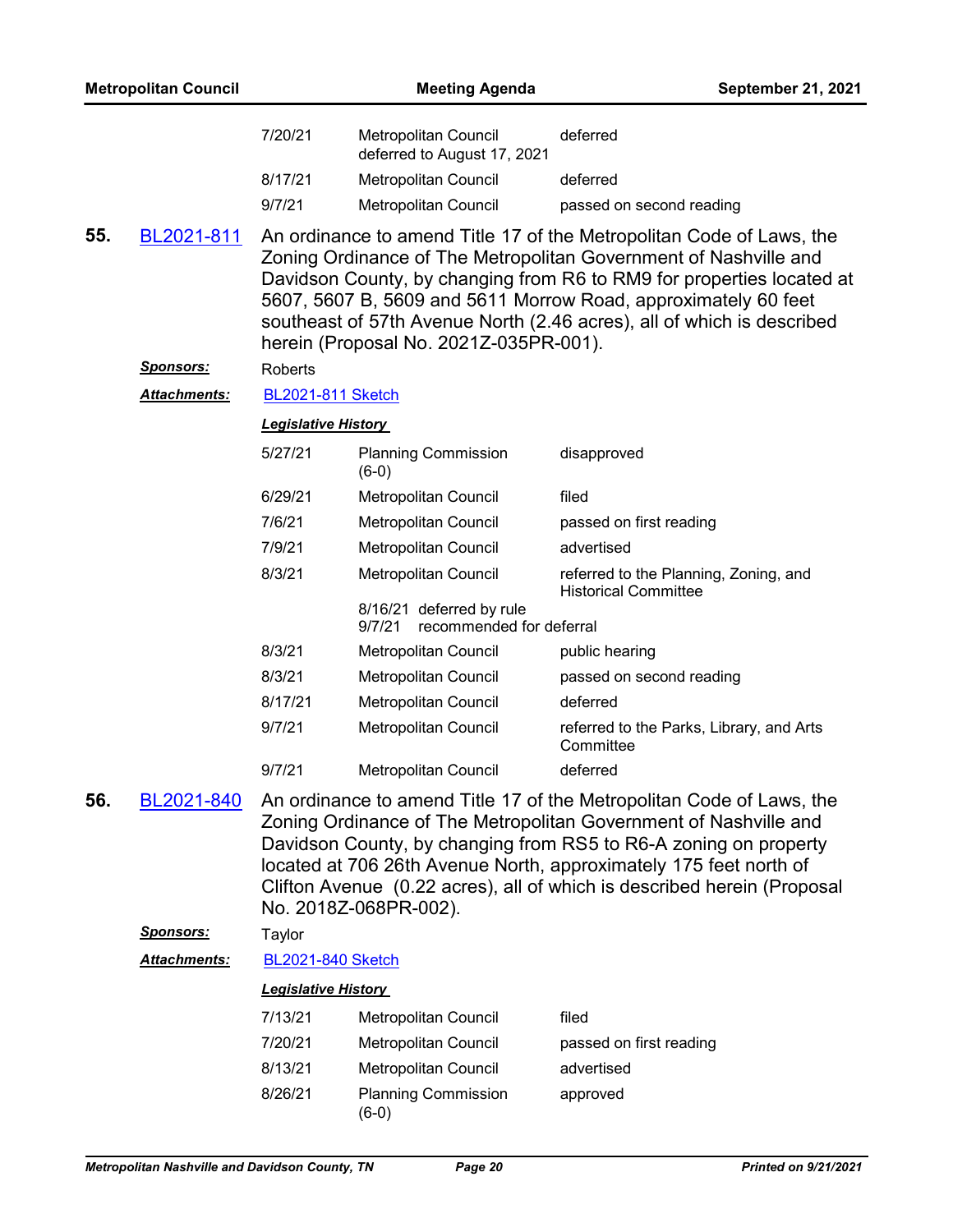| | | |
|---|---|---|
| 7/20/21 | Metropolitan Council deferred to August 17, 2021 | deferred |
| 8/17/21 | Metropolitan Council | deferred |
| 9/7/21 | Metropolitan Council | passed on second reading |

**55.** BL2021-811 An ordinance to amend Title 17 of the Metropolitan Code of Laws, the Zoning Ordinance of The Metropolitan Government of Nashville and Davidson County, by changing from R6 to RM9 for properties located at 5607, 5607 B, 5609 and 5611 Morrow Road, approximately 60 feet southeast of 57th Avenue North (2.46 acres), all of which is described herein (Proposal No. 2021Z-035PR-001).

***Sponsors:*** Roberts

***Attachments:*** BL2021-811 Sketch

***Legislative History***

| | | |
|---|---|---|
| 5/27/21 | Planning Commission (6-0) | disapproved |
| 6/29/21 | Metropolitan Council | filed |
| 7/6/21 | Metropolitan Council | passed on first reading |
| 7/9/21 | Metropolitan Council | advertised |
| 8/3/21 | Metropolitan Council | referred to the Planning, Zoning, and Historical Committee |
| | 8/16/21 deferred by rule<br>9/7/21 recommended for deferral | |
| 8/3/21 | Metropolitan Council | public hearing |
| 8/3/21 | Metropolitan Council | passed on second reading |
| 8/17/21 | Metropolitan Council | deferred |
| 9/7/21 | Metropolitan Council | referred to the Parks, Library, and Arts Committee |
| 9/7/21 | Metropolitan Council | deferred |

**56.** BL2021-840 An ordinance to amend Title 17 of the Metropolitan Code of Laws, the Zoning Ordinance of The Metropolitan Government of Nashville and Davidson County, by changing from RS5 to R6-A zoning on property located at 706 26th Avenue North, approximately 175 feet north of Clifton Avenue (0.22 acres), all of which is described herein (Proposal No. 2018Z-068PR-002).

***Sponsors:*** Taylor

***Attachments:*** BL2021-840 Sketch

***Legislative History***

| | | |
|---|---|---|
| 7/13/21 | Metropolitan Council | filed |
| 7/20/21 | Metropolitan Council | passed on first reading |
| 8/13/21 | Metropolitan Council | advertised |
| 8/26/21 | Planning Commission (6-0) | approved |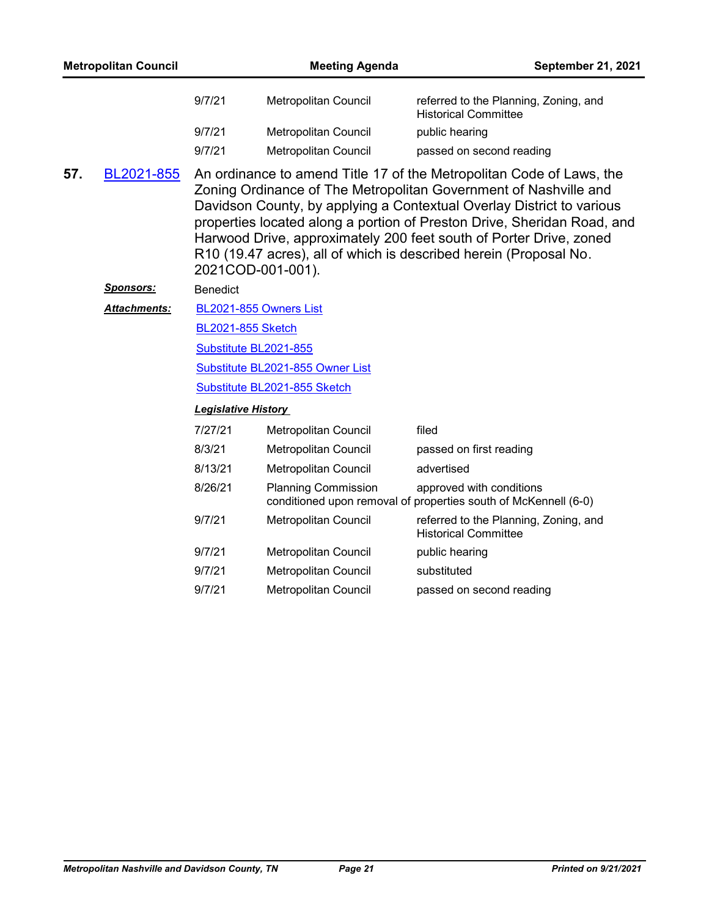| | | |
|---|---|---|
| 9/7/21 | Metropolitan Council | referred to the Planning, Zoning, and Historical Committee |
| 9/7/21 | Metropolitan Council | public hearing |
| 9/7/21 | Metropolitan Council | passed on second reading |

**57.** BL2021-855 An ordinance to amend Title 17 of the Metropolitan Code of Laws, the Zoning Ordinance of The Metropolitan Government of Nashville and Davidson County, by applying a Contextual Overlay District to various properties located along a portion of Preston Drive, Sheridan Road, and Harwood Drive, approximately 200 feet south of Porter Drive, zoned R10 (19.47 acres), all of which is described herein (Proposal No. 2021COD-001-001).

***Sponsors:*** Benedict

***Attachments:*** BL2021-855 Owners List

BL2021-855 Sketch

Substitute BL2021-855

Substitute BL2021-855 Owner List

Substitute BL2021-855 Sketch

***Legislative History***

| | | |
|---|---|---|
| 7/27/21 | Metropolitan Council | filed |
| 8/3/21 | Metropolitan Council | passed on first reading |
| 8/13/21 | Metropolitan Council | advertised |
| 8/26/21 | Planning Commission | approved with conditions conditioned upon removal of properties south of McKennell (6-0) |
| 9/7/21 | Metropolitan Council | referred to the Planning, Zoning, and Historical Committee |
| 9/7/21 | Metropolitan Council | public hearing |
| 9/7/21 | Metropolitan Council | substituted |
| 9/7/21 | Metropolitan Council | passed on second reading |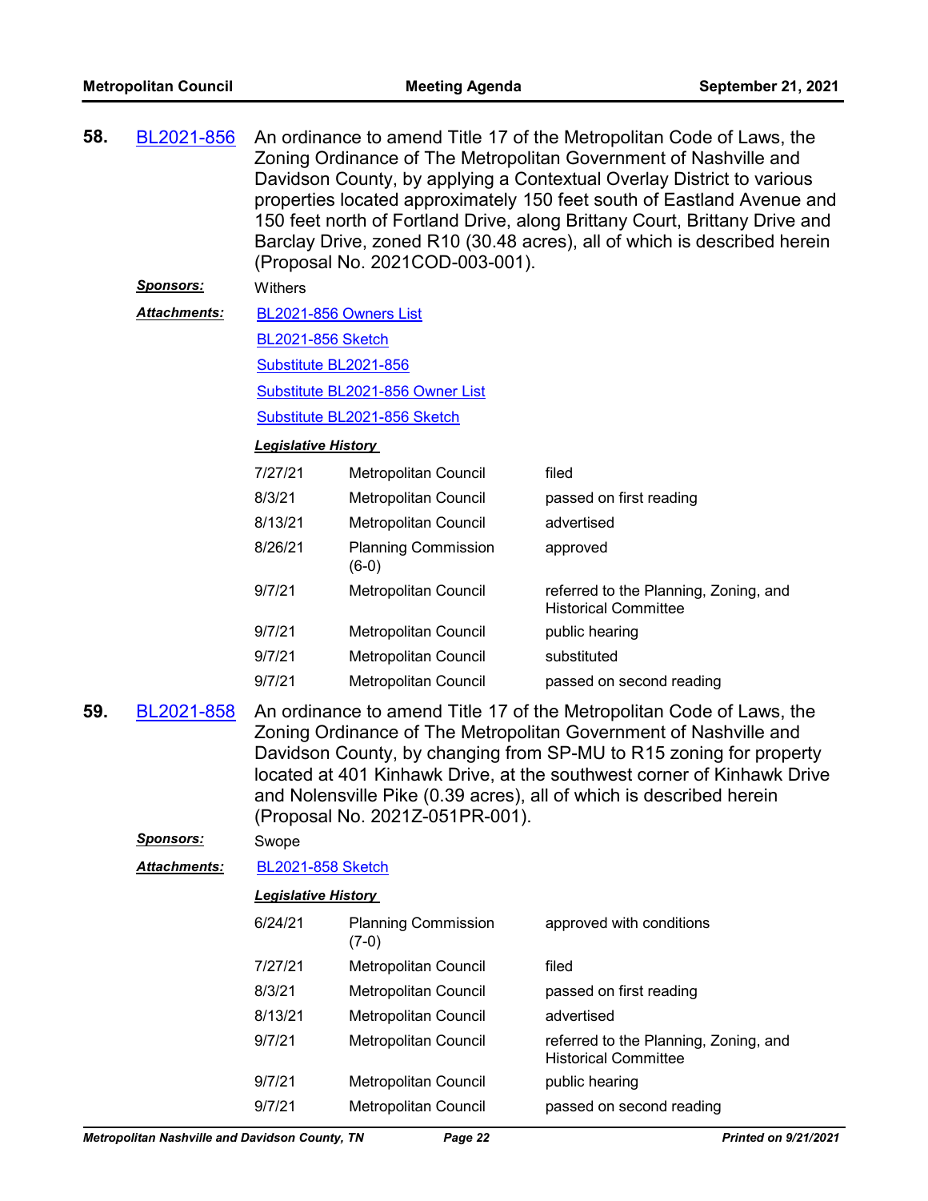**58.** BL2021-856 An ordinance to amend Title 17 of the Metropolitan Code of Laws, the Zoning Ordinance of The Metropolitan Government of Nashville and Davidson County, by applying a Contextual Overlay District to various properties located approximately 150 feet south of Eastland Avenue and 150 feet north of Fortland Drive, along Brittany Court, Brittany Drive and Barclay Drive, zoned R10 (30.48 acres), all of which is described herein (Proposal No. 2021COD-003-001).

***Sponsors:*** Withers

***Attachments:*** BL2021-856 Owners List

BL2021-856 Sketch

Substitute BL2021-856

Substitute BL2021-856 Owner List

Substitute BL2021-856 Sketch

***Legislative History***

| | | |
|---|---|---|
| 7/27/21 | Metropolitan Council | filed |
| 8/3/21 | Metropolitan Council | passed on first reading |
| 8/13/21 | Metropolitan Council | advertised |
| 8/26/21 | Planning Commission (6-0) | approved |
| 9/7/21 | Metropolitan Council | referred to the Planning, Zoning, and Historical Committee |
| 9/7/21 | Metropolitan Council | public hearing |
| 9/7/21 | Metropolitan Council | substituted |
| 9/7/21 | Metropolitan Council | passed on second reading |

**59.** BL2021-858 An ordinance to amend Title 17 of the Metropolitan Code of Laws, the Zoning Ordinance of The Metropolitan Government of Nashville and Davidson County, by changing from SP-MU to R15 zoning for property located at 401 Kinhawk Drive, at the southwest corner of Kinhawk Drive and Nolensville Pike (0.39 acres), all of which is described herein (Proposal No. 2021Z-051PR-001).

***Sponsors:*** Swope

***Attachments:*** BL2021-858 Sketch

***Legislative History***

| | | |
|---|---|---|
| 6/24/21 | Planning Commission (7-0) | approved with conditions |
| 7/27/21 | Metropolitan Council | filed |
| 8/3/21 | Metropolitan Council | passed on first reading |
| 8/13/21 | Metropolitan Council | advertised |
| 9/7/21 | Metropolitan Council | referred to the Planning, Zoning, and Historical Committee |
| 9/7/21 | Metropolitan Council | public hearing |
| 9/7/21 | Metropolitan Council | passed on second reading |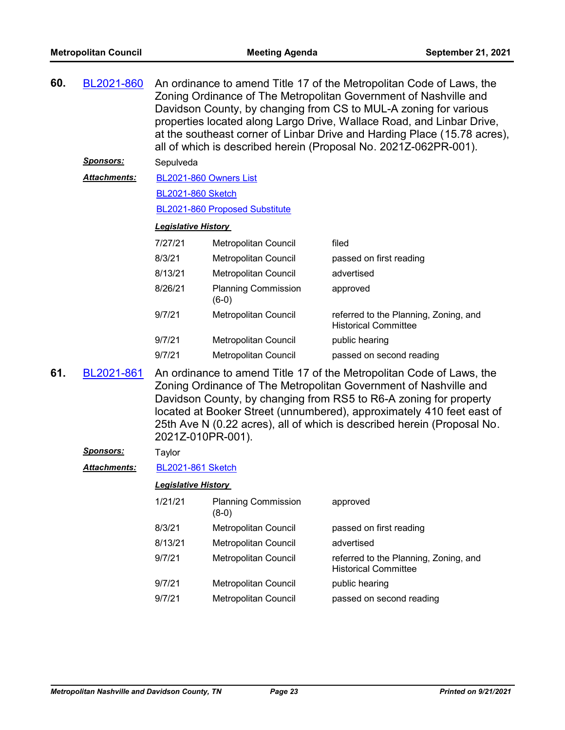**60.** BL2021-860 An ordinance to amend Title 17 of the Metropolitan Code of Laws, the Zoning Ordinance of The Metropolitan Government of Nashville and Davidson County, by changing from CS to MUL-A zoning for various properties located along Largo Drive, Wallace Road, and Linbar Drive, at the southeast corner of Linbar Drive and Harding Place (15.78 acres), all of which is described herein (Proposal No. 2021Z-062PR-001).

***Sponsors:*** Sepulveda

***Attachments:*** BL2021-860 Owners List

BL2021-860 Sketch

BL2021-860 Proposed Substitute

***Legislative History***

| | | |
|---|---|---|
| 7/27/21 | Metropolitan Council | filed |
| 8/3/21 | Metropolitan Council | passed on first reading |
| 8/13/21 | Metropolitan Council | advertised |
| 8/26/21 | Planning Commission (6-0) | approved |
| 9/7/21 | Metropolitan Council | referred to the Planning, Zoning, and Historical Committee |
| 9/7/21 | Metropolitan Council | public hearing |
| 9/7/21 | Metropolitan Council | passed on second reading |

**61.** BL2021-861 An ordinance to amend Title 17 of the Metropolitan Code of Laws, the Zoning Ordinance of The Metropolitan Government of Nashville and Davidson County, by changing from RS5 to R6-A zoning for property located at Booker Street (unnumbered), approximately 410 feet east of 25th Ave N (0.22 acres), all of which is described herein (Proposal No. 2021Z-010PR-001).

***Sponsors:*** Taylor

***Attachments:*** BL2021-861 Sketch

***Legislative History***

| | | |
|---|---|---|
| 1/21/21 | Planning Commission (8-0) | approved |
| 8/3/21 | Metropolitan Council | passed on first reading |
| 8/13/21 | Metropolitan Council | advertised |
| 9/7/21 | Metropolitan Council | referred to the Planning, Zoning, and Historical Committee |
| 9/7/21 | Metropolitan Council | public hearing |
| 9/7/21 | Metropolitan Council | passed on second reading |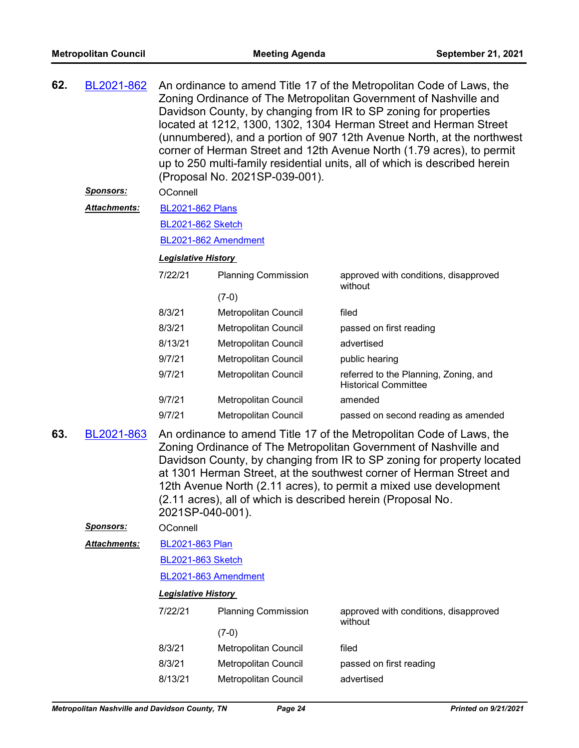**62.** BL2021-862 An ordinance to amend Title 17 of the Metropolitan Code of Laws, the Zoning Ordinance of The Metropolitan Government of Nashville and Davidson County, by changing from IR to SP zoning for properties located at 1212, 1300, 1302, 1304 Herman Street and Herman Street (unnumbered), and a portion of 907 12th Avenue North, at the northwest corner of Herman Street and 12th Avenue North (1.79 acres), to permit up to 250 multi-family residential units, all of which is described herein (Proposal No. 2021SP-039-001).

***Sponsors:*** OConnell

***Attachments:*** BL2021-862 Plans
BL2021-862 Sketch
BL2021-862 Amendment

***Legislative History***

| | | |
|---|---|---|
| 7/22/21 | Planning Commission (7-0) | approved with conditions, disapproved without |
| 8/3/21 | Metropolitan Council | filed |
| 8/3/21 | Metropolitan Council | passed on first reading |
| 8/13/21 | Metropolitan Council | advertised |
| 9/7/21 | Metropolitan Council | public hearing |
| 9/7/21 | Metropolitan Council | referred to the Planning, Zoning, and Historical Committee |
| 9/7/21 | Metropolitan Council | amended |
| 9/7/21 | Metropolitan Council | passed on second reading as amended |

**63.** BL2021-863 An ordinance to amend Title 17 of the Metropolitan Code of Laws, the Zoning Ordinance of The Metropolitan Government of Nashville and Davidson County, by changing from IR to SP zoning for property located at 1301 Herman Street, at the southwest corner of Herman Street and 12th Avenue North (2.11 acres), to permit a mixed use development (2.11 acres), all of which is described herein (Proposal No. 2021SP-040-001).

***Sponsors:*** OConnell

***Attachments:*** BL2021-863 Plan
BL2021-863 Sketch
BL2021-863 Amendment

***Legislative History***

| | | |
|---|---|---|
| 7/22/21 | Planning Commission (7-0) | approved with conditions, disapproved without |
| 8/3/21 | Metropolitan Council | filed |
| 8/3/21 | Metropolitan Council | passed on first reading |
| 8/13/21 | Metropolitan Council | advertised |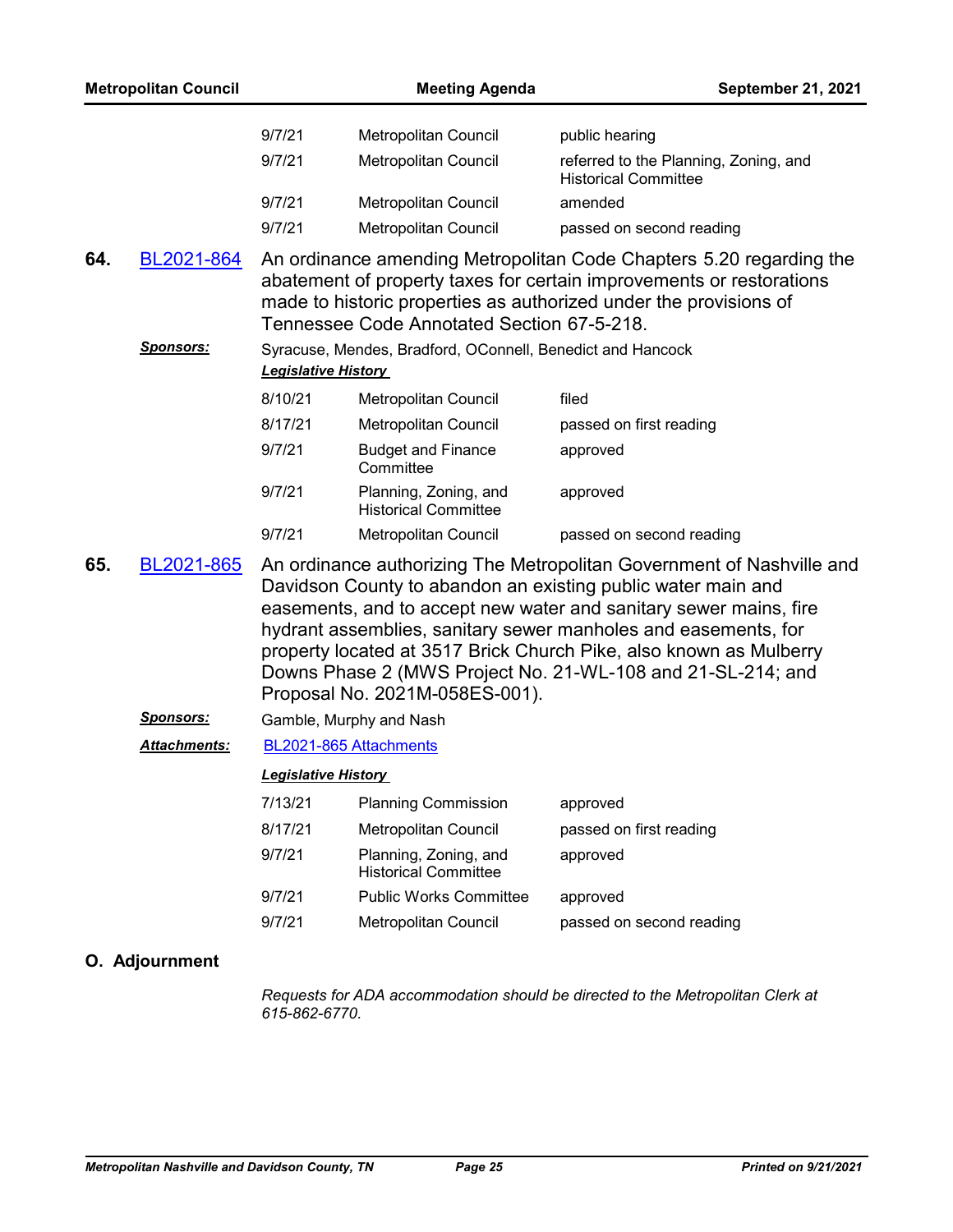| | | |
|---|---|---|
| 9/7/21 | Metropolitan Council | public hearing |
| 9/7/21 | Metropolitan Council | referred to the Planning, Zoning, and Historical Committee |
| 9/7/21 | Metropolitan Council | amended |
| 9/7/21 | Metropolitan Council | passed on second reading |

**64.** BL2021-864 An ordinance amending Metropolitan Code Chapters 5.20 regarding the abatement of property taxes for certain improvements or restorations made to historic properties as authorized under the provisions of Tennessee Code Annotated Section 67-5-218.

***Sponsors:*** Syracuse, Mendes, Bradford, OConnell, Benedict and Hancock

***Legislative History***

| | | |
|---|---|---|
| 8/10/21 | Metropolitan Council | filed |
| 8/17/21 | Metropolitan Council | passed on first reading |
| 9/7/21 | Budget and Finance Committee | approved |
| 9/7/21 | Planning, Zoning, and Historical Committee | approved |
| 9/7/21 | Metropolitan Council | passed on second reading |

**65.** BL2021-865 An ordinance authorizing The Metropolitan Government of Nashville and Davidson County to abandon an existing public water main and easements, and to accept new water and sanitary sewer mains, fire hydrant assemblies, sanitary sewer manholes and easements, for property located at 3517 Brick Church Pike, also known as Mulberry Downs Phase 2 (MWS Project No. 21-WL-108 and 21-SL-214; and Proposal No. 2021M-058ES-001).

***Sponsors:*** Gamble, Murphy and Nash

***Attachments:*** BL2021-865 Attachments

***Legislative History***

| | | |
|---|---|---|
| 7/13/21 | Planning Commission | approved |
| 8/17/21 | Metropolitan Council | passed on first reading |
| 9/7/21 | Planning, Zoning, and Historical Committee | approved |
| 9/7/21 | Public Works Committee | approved |
| 9/7/21 | Metropolitan Council | passed on second reading |

## O. Adjournment

*Requests for ADA accommodation should be directed to the Metropolitan Clerk at 615-862-6770.*